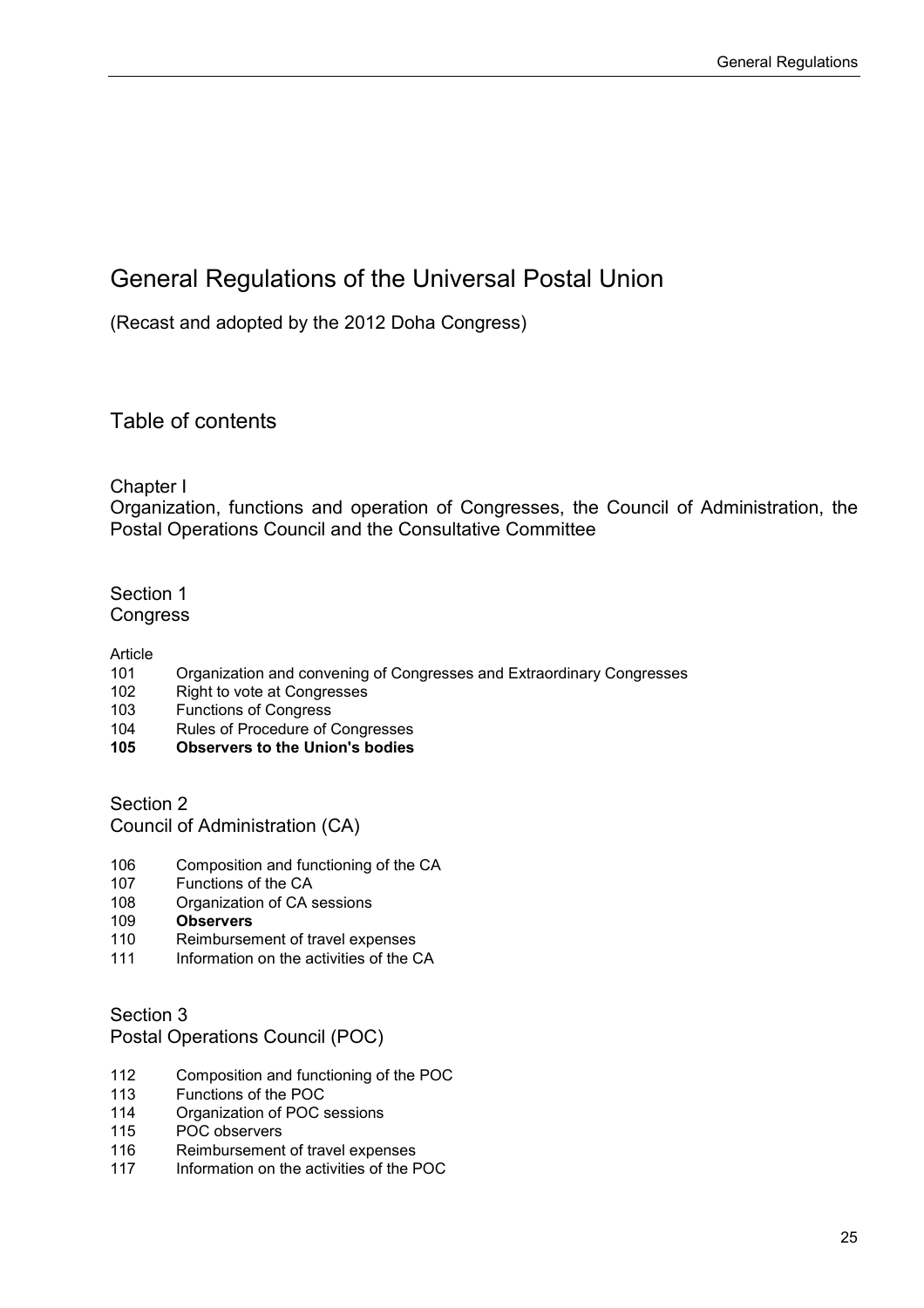# General Regulations of the Universal Postal Union

(Recast and adopted by the 2012 Doha Congress)

## Table of contents

### Chapter I
Organization, functions and operation of Congresses, the Council of Administration, the Postal Operations Council and the Consultative Committee

#### Section 1
Congress

Article

101 Organization and convening of Congresses and Extraordinary Congresses
102 Right to vote at Congresses
103 Functions of Congress
104 Rules of Procedure of Congresses
**105 Observers to the Union's bodies**

#### Section 2
Council of Administration (CA)

106 Composition and functioning of the CA
107 Functions of the CA
108 Organization of CA sessions
**109 Observers**
110 Reimbursement of travel expenses
111 Information on the activities of the CA

#### Section 3
Postal Operations Council (POC)

112 Composition and functioning of the POC
113 Functions of the POC
114 Organization of POC sessions
115 POC observers
116 Reimbursement of travel expenses
117 Information on the activities of the POC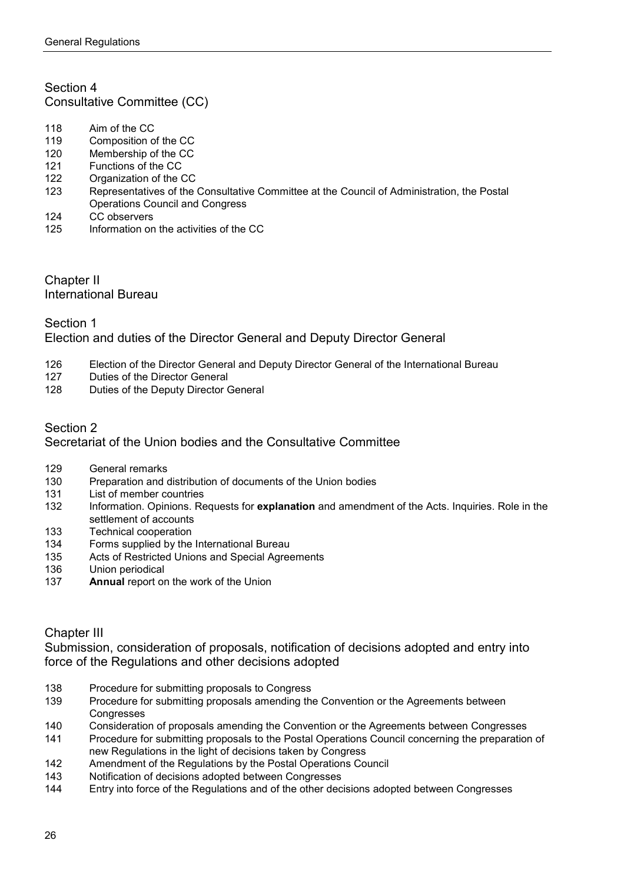## Section 4
## Consultative Committee (CC)

118 Aim of the CC
119 Composition of the CC
120 Membership of the CC
121 Functions of the CC
122 Organization of the CC
123 Representatives of the Consultative Committee at the Council of Administration, the Postal Operations Council and Congress
124 CC observers
125 Information on the activities of the CC

# Chapter II
# International Bureau

## Section 1
## Election and duties of the Director General and Deputy Director General

126 Election of the Director General and Deputy Director General of the International Bureau
127 Duties of the Director General
128 Duties of the Deputy Director General

## Section 2
## Secretariat of the Union bodies and the Consultative Committee

129 General remarks
130 Preparation and distribution of documents of the Union bodies
131 List of member countries
132 Information. Opinions. Requests for **explanation** and amendment of the Acts. Inquiries. Role in the settlement of accounts
133 Technical cooperation
134 Forms supplied by the International Bureau
135 Acts of Restricted Unions and Special Agreements
136 Union periodical
137 **Annual** report on the work of the Union

# Chapter III
# Submission, consideration of proposals, notification of decisions adopted and entry into force of the Regulations and other decisions adopted

138 Procedure for submitting proposals to Congress
139 Procedure for submitting proposals amending the Convention or the Agreements between Congresses
140 Consideration of proposals amending the Convention or the Agreements between Congresses
141 Procedure for submitting proposals to the Postal Operations Council concerning the preparation of new Regulations in the light of decisions taken by Congress
142 Amendment of the Regulations by the Postal Operations Council
143 Notification of decisions adopted between Congresses
144 Entry into force of the Regulations and of the other decisions adopted between Congresses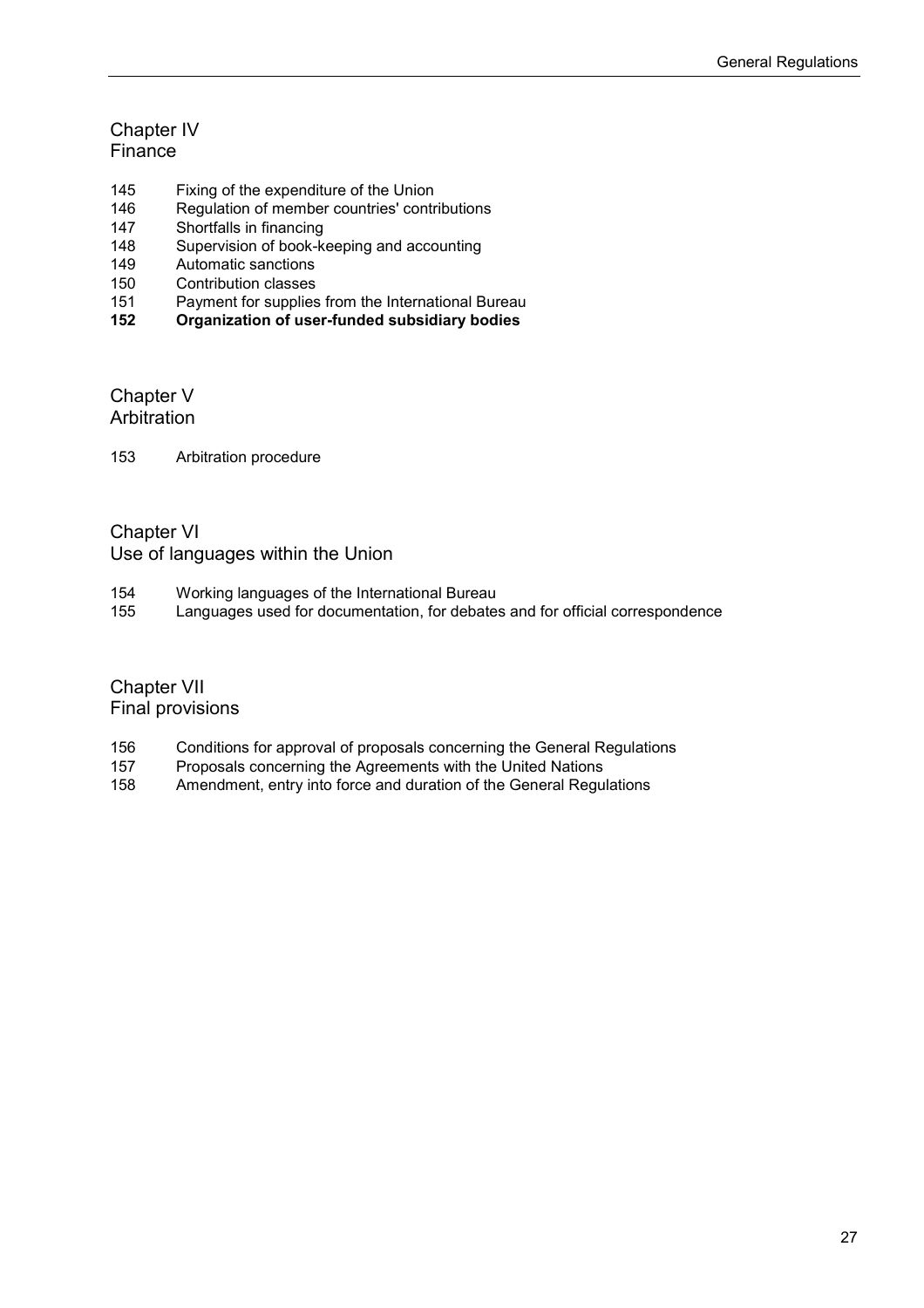## Chapter IV
Finance

145 Fixing of the expenditure of the Union
146 Regulation of member countries' contributions
147 Shortfalls in financing
148 Supervision of book-keeping and accounting
149 Automatic sanctions
150 Contribution classes
151 Payment for supplies from the International Bureau
**152 Organization of user-funded subsidiary bodies**

## Chapter V
Arbitration

153 Arbitration procedure

## Chapter VI
Use of languages within the Union

154 Working languages of the International Bureau
155 Languages used for documentation, for debates and for official correspondence

## Chapter VII
Final provisions

156 Conditions for approval of proposals concerning the General Regulations
157 Proposals concerning the Agreements with the United Nations
158 Amendment, entry into force and duration of the General Regulations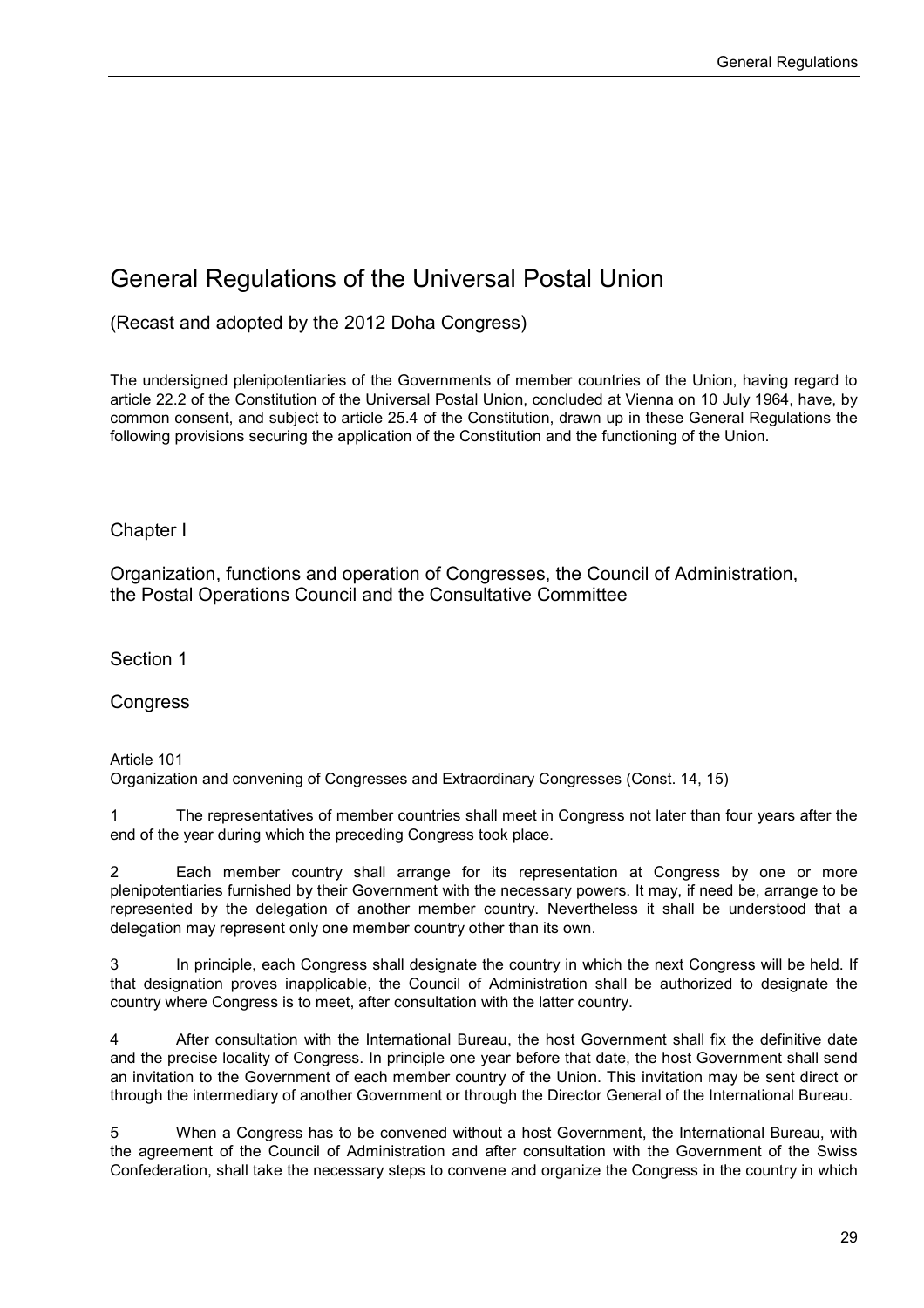# General Regulations of the Universal Postal Union

(Recast and adopted by the 2012 Doha Congress)

The undersigned plenipotentiaries of the Governments of member countries of the Union, having regard to article 22.2 of the Constitution of the Universal Postal Union, concluded at Vienna on 10 July 1964, have, by common consent, and subject to article 25.4 of the Constitution, drawn up in these General Regulations the following provisions securing the application of the Constitution and the functioning of the Union.

## Chapter I

## Organization, functions and operation of Congresses, the Council of Administration, the Postal Operations Council and the Consultative Committee

### Section 1

### Congress

Article 101
Organization and convening of Congresses and Extraordinary Congresses (Const. 14, 15)

1 The representatives of member countries shall meet in Congress not later than four years after the end of the year during which the preceding Congress took place.

2 Each member country shall arrange for its representation at Congress by one or more plenipotentiaries furnished by their Government with the necessary powers. It may, if need be, arrange to be represented by the delegation of another member country. Nevertheless it shall be understood that a delegation may represent only one member country other than its own.

3 In principle, each Congress shall designate the country in which the next Congress will be held. If that designation proves inapplicable, the Council of Administration shall be authorized to designate the country where Congress is to meet, after consultation with the latter country.

4 After consultation with the International Bureau, the host Government shall fix the definitive date and the precise locality of Congress. In principle one year before that date, the host Government shall send an invitation to the Government of each member country of the Union. This invitation may be sent direct or through the intermediary of another Government or through the Director General of the International Bureau.

5 When a Congress has to be convened without a host Government, the International Bureau, with the agreement of the Council of Administration and after consultation with the Government of the Swiss Confederation, shall take the necessary steps to convene and organize the Congress in the country in which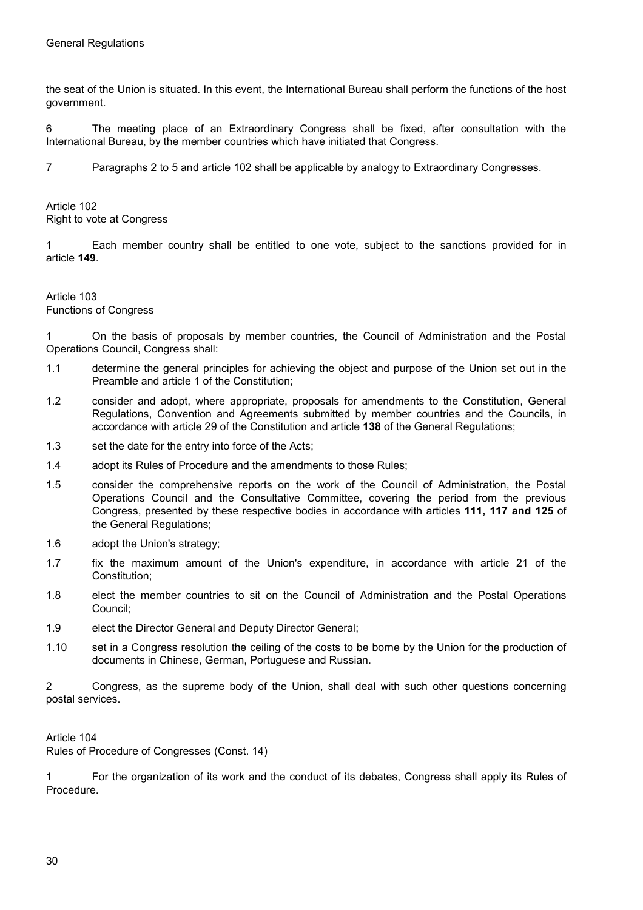the seat of the Union is situated. In this event, the International Bureau shall perform the functions of the host government.

6 The meeting place of an Extraordinary Congress shall be fixed, after consultation with the International Bureau, by the member countries which have initiated that Congress.

7 Paragraphs 2 to 5 and article 102 shall be applicable by analogy to Extraordinary Congresses.

Article 102
Right to vote at Congress

1 Each member country shall be entitled to one vote, subject to the sanctions provided for in article **149**.

Article 103
Functions of Congress

1 On the basis of proposals by member countries, the Council of Administration and the Postal Operations Council, Congress shall:

1.1 determine the general principles for achieving the object and purpose of the Union set out in the Preamble and article 1 of the Constitution;

1.2 consider and adopt, where appropriate, proposals for amendments to the Constitution, General Regulations, Convention and Agreements submitted by member countries and the Councils, in accordance with article 29 of the Constitution and article **138** of the General Regulations;

1.3 set the date for the entry into force of the Acts;

1.4 adopt its Rules of Procedure and the amendments to those Rules;

1.5 consider the comprehensive reports on the work of the Council of Administration, the Postal Operations Council and the Consultative Committee, covering the period from the previous Congress, presented by these respective bodies in accordance with articles **111, 117 and 125** of the General Regulations;

1.6 adopt the Union's strategy;

1.7 fix the maximum amount of the Union's expenditure, in accordance with article 21 of the Constitution;

1.8 elect the member countries to sit on the Council of Administration and the Postal Operations Council;

1.9 elect the Director General and Deputy Director General;

1.10 set in a Congress resolution the ceiling of the costs to be borne by the Union for the production of documents in Chinese, German, Portuguese and Russian.

2 Congress, as the supreme body of the Union, shall deal with such other questions concerning postal services.

Article 104
Rules of Procedure of Congresses (Const. 14)

1 For the organization of its work and the conduct of its debates, Congress shall apply its Rules of Procedure.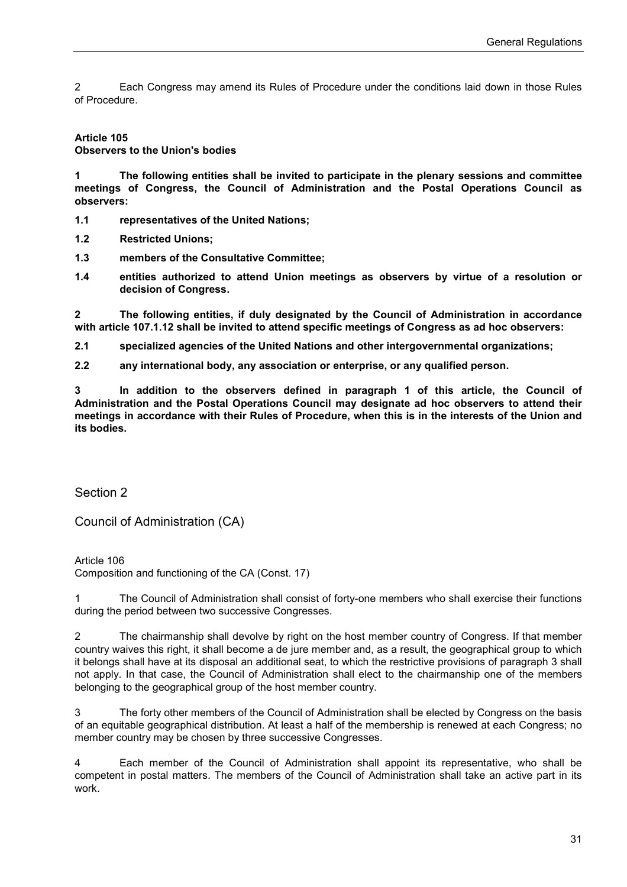2 Each Congress may amend its Rules of Procedure under the conditions laid down in those Rules of Procedure.

**Article 105**
**Observers to the Union's bodies**

**1 The following entities shall be invited to participate in the plenary sessions and committee meetings of Congress, the Council of Administration and the Postal Operations Council as observers:**

**1.1 representatives of the United Nations;**

**1.2 Restricted Unions;**

**1.3 members of the Consultative Committee;**

**1.4 entities authorized to attend Union meetings as observers by virtue of a resolution or decision of Congress.**

**2 The following entities, if duly designated by the Council of Administration in accordance with article 107.1.12 shall be invited to attend specific meetings of Congress as ad hoc observers:**

**2.1 specialized agencies of the United Nations and other intergovernmental organizations;**

**2.2 any international body, any association or enterprise, or any qualified person.**

**3 In addition to the observers defined in paragraph 1 of this article, the Council of Administration and the Postal Operations Council may designate ad hoc observers to attend their meetings in accordance with their Rules of Procedure, when this is in the interests of the Union and its bodies.**

## Section 2

## Council of Administration (CA)

Article 106
Composition and functioning of the CA (Const. 17)

1 The Council of Administration shall consist of forty-one members who shall exercise their functions during the period between two successive Congresses.

2 The chairmanship shall devolve by right on the host member country of Congress. If that member country waives this right, it shall become a de jure member and, as a result, the geographical group to which it belongs shall have at its disposal an additional seat, to which the restrictive provisions of paragraph 3 shall not apply. In that case, the Council of Administration shall elect to the chairmanship one of the members belonging to the geographical group of the host member country.

3 The forty other members of the Council of Administration shall be elected by Congress on the basis of an equitable geographical distribution. At least a half of the membership is renewed at each Congress; no member country may be chosen by three successive Congresses.

4 Each member of the Council of Administration shall appoint its representative, who shall be competent in postal matters. The members of the Council of Administration shall take an active part in its work.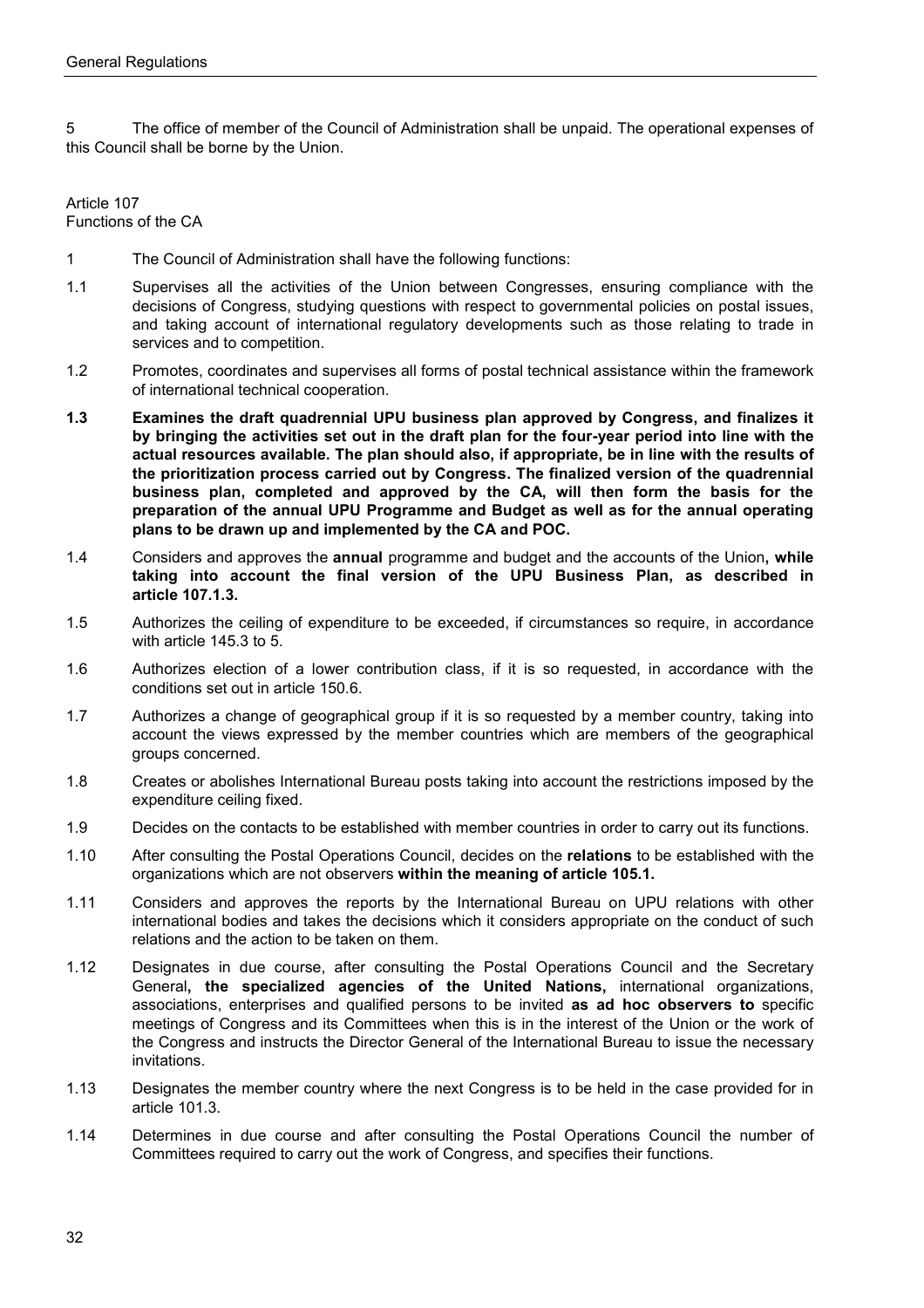5 The office of member of the Council of Administration shall be unpaid. The operational expenses of this Council shall be borne by the Union.

Article 107
Functions of the CA

1 The Council of Administration shall have the following functions:

1.1 Supervises all the activities of the Union between Congresses, ensuring compliance with the decisions of Congress, studying questions with respect to governmental policies on postal issues, and taking account of international regulatory developments such as those relating to trade in services and to competition.

1.2 Promotes, coordinates and supervises all forms of postal technical assistance within the framework of international technical cooperation.

**1.3 Examines the draft quadrennial UPU business plan approved by Congress, and finalizes it by bringing the activities set out in the draft plan for the four-year period into line with the actual resources available. The plan should also, if appropriate, be in line with the results of the prioritization process carried out by Congress. The finalized version of the quadrennial business plan, completed and approved by the CA, will then form the basis for the preparation of the annual UPU Programme and Budget as well as for the annual operating plans to be drawn up and implemented by the CA and POC.**

1.4 Considers and approves the **annual** programme and budget and the accounts of the Union**, while taking into account the final version of the UPU Business Plan, as described in article 107.1.3.**

1.5 Authorizes the ceiling of expenditure to be exceeded, if circumstances so require, in accordance with article 145.3 to 5.

1.6 Authorizes election of a lower contribution class, if it is so requested, in accordance with the conditions set out in article 150.6.

1.7 Authorizes a change of geographical group if it is so requested by a member country, taking into account the views expressed by the member countries which are members of the geographical groups concerned.

1.8 Creates or abolishes International Bureau posts taking into account the restrictions imposed by the expenditure ceiling fixed.

1.9 Decides on the contacts to be established with member countries in order to carry out its functions.

1.10 After consulting the Postal Operations Council, decides on the **relations** to be established with the organizations which are not observers **within the meaning of article 105.1.**

1.11 Considers and approves the reports by the International Bureau on UPU relations with other international bodies and takes the decisions which it considers appropriate on the conduct of such relations and the action to be taken on them.

1.12 Designates in due course, after consulting the Postal Operations Council and the Secretary General**, the specialized agencies of the United Nations,** international organizations, associations, enterprises and qualified persons to be invited **as ad hoc observers to** specific meetings of Congress and its Committees when this is in the interest of the Union or the work of the Congress and instructs the Director General of the International Bureau to issue the necessary invitations.

1.13 Designates the member country where the next Congress is to be held in the case provided for in article 101.3.

1.14 Determines in due course and after consulting the Postal Operations Council the number of Committees required to carry out the work of Congress, and specifies their functions.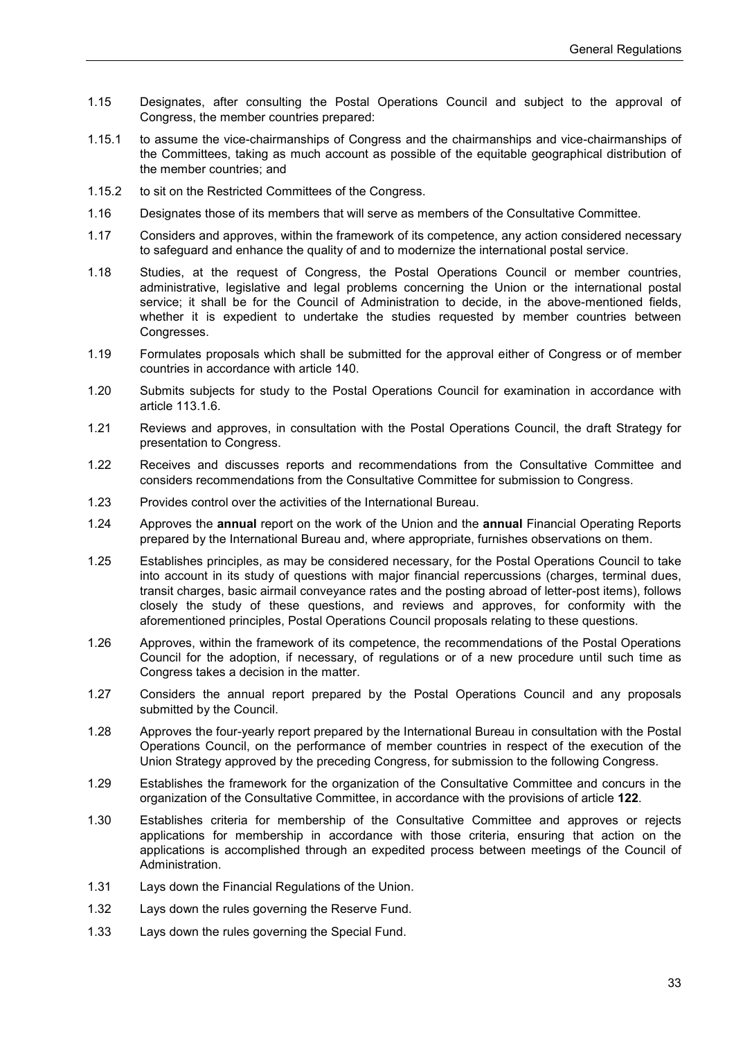1.15 Designates, after consulting the Postal Operations Council and subject to the approval of Congress, the member countries prepared:

1.15.1 to assume the vice-chairmanships of Congress and the chairmanships and vice-chairmanships of the Committees, taking as much account as possible of the equitable geographical distribution of the member countries; and

1.15.2 to sit on the Restricted Committees of the Congress.

1.16 Designates those of its members that will serve as members of the Consultative Committee.

1.17 Considers and approves, within the framework of its competence, any action considered necessary to safeguard and enhance the quality of and to modernize the international postal service.

1.18 Studies, at the request of Congress, the Postal Operations Council or member countries, administrative, legislative and legal problems concerning the Union or the international postal service; it shall be for the Council of Administration to decide, in the above-mentioned fields, whether it is expedient to undertake the studies requested by member countries between Congresses.

1.19 Formulates proposals which shall be submitted for the approval either of Congress or of member countries in accordance with article 140.

1.20 Submits subjects for study to the Postal Operations Council for examination in accordance with article 113.1.6.

1.21 Reviews and approves, in consultation with the Postal Operations Council, the draft Strategy for presentation to Congress.

1.22 Receives and discusses reports and recommendations from the Consultative Committee and considers recommendations from the Consultative Committee for submission to Congress.

1.23 Provides control over the activities of the International Bureau.

1.24 Approves the **annual** report on the work of the Union and the **annual** Financial Operating Reports prepared by the International Bureau and, where appropriate, furnishes observations on them.

1.25 Establishes principles, as may be considered necessary, for the Postal Operations Council to take into account in its study of questions with major financial repercussions (charges, terminal dues, transit charges, basic airmail conveyance rates and the posting abroad of letter-post items), follows closely the study of these questions, and reviews and approves, for conformity with the aforementioned principles, Postal Operations Council proposals relating to these questions.

1.26 Approves, within the framework of its competence, the recommendations of the Postal Operations Council for the adoption, if necessary, of regulations or of a new procedure until such time as Congress takes a decision in the matter.

1.27 Considers the annual report prepared by the Postal Operations Council and any proposals submitted by the Council.

1.28 Approves the four-yearly report prepared by the International Bureau in consultation with the Postal Operations Council, on the performance of member countries in respect of the execution of the Union Strategy approved by the preceding Congress, for submission to the following Congress.

1.29 Establishes the framework for the organization of the Consultative Committee and concurs in the organization of the Consultative Committee, in accordance with the provisions of article **122**.

1.30 Establishes criteria for membership of the Consultative Committee and approves or rejects applications for membership in accordance with those criteria, ensuring that action on the applications is accomplished through an expedited process between meetings of the Council of Administration.

1.31 Lays down the Financial Regulations of the Union.

1.32 Lays down the rules governing the Reserve Fund.

1.33 Lays down the rules governing the Special Fund.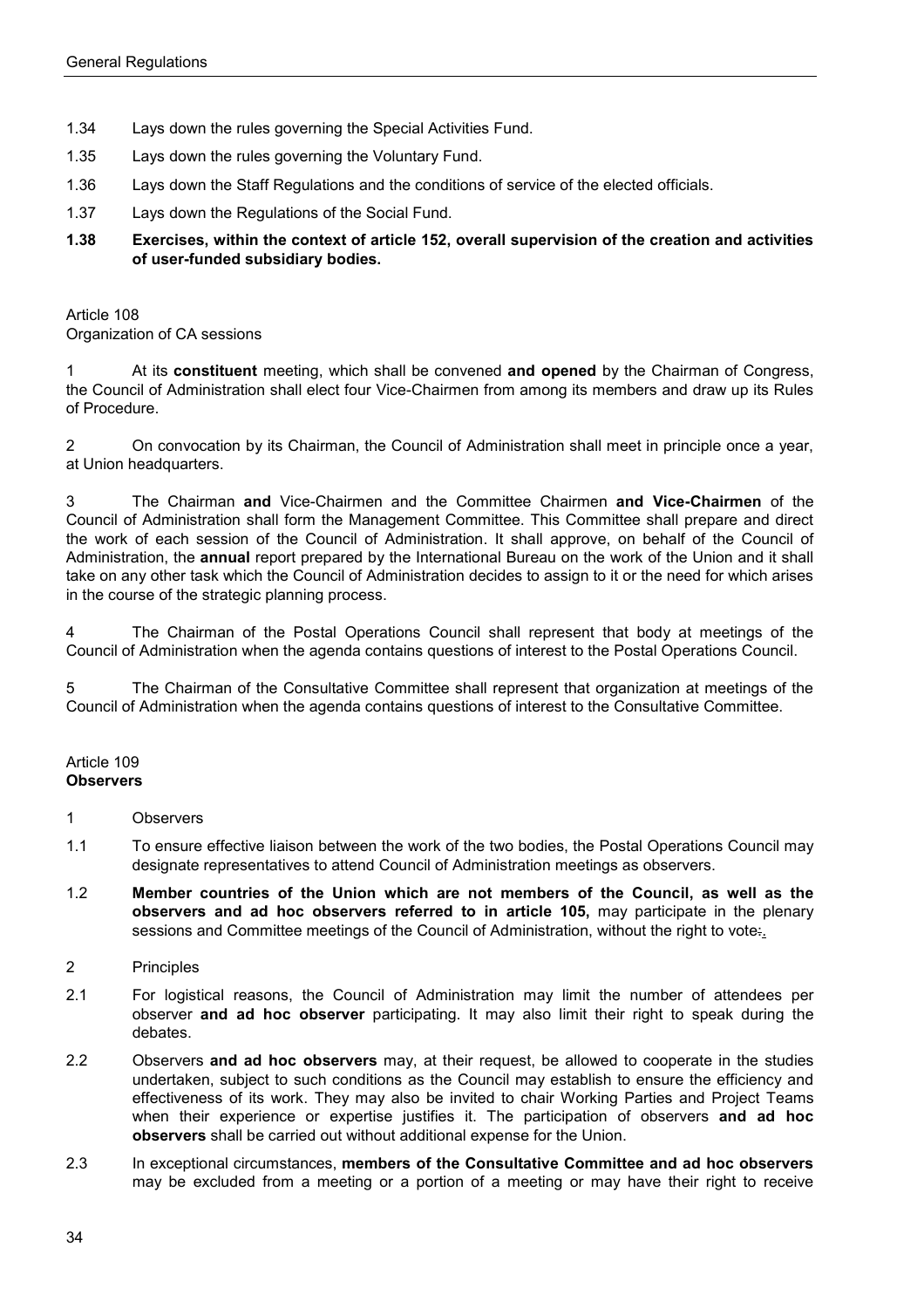1.34 Lays down the rules governing the Special Activities Fund.

1.35 Lays down the rules governing the Voluntary Fund.

1.36 Lays down the Staff Regulations and the conditions of service of the elected officials.

1.37 Lays down the Regulations of the Social Fund.

**1.38 Exercises, within the context of article 152, overall supervision of the creation and activities of user-funded subsidiary bodies.**

Article 108
Organization of CA sessions

1 At its **constituent** meeting, which shall be convened **and opened** by the Chairman of Congress, the Council of Administration shall elect four Vice-Chairmen from among its members and draw up its Rules of Procedure.

2 On convocation by its Chairman, the Council of Administration shall meet in principle once a year, at Union headquarters.

3 The Chairman **and** Vice-Chairmen and the Committee Chairmen **and Vice-Chairmen** of the Council of Administration shall form the Management Committee. This Committee shall prepare and direct the work of each session of the Council of Administration. It shall approve, on behalf of the Council of Administration, the **annual** report prepared by the International Bureau on the work of the Union and it shall take on any other task which the Council of Administration decides to assign to it or the need for which arises in the course of the strategic planning process.

4 The Chairman of the Postal Operations Council shall represent that body at meetings of the Council of Administration when the agenda contains questions of interest to the Postal Operations Council.

5 The Chairman of the Consultative Committee shall represent that organization at meetings of the Council of Administration when the agenda contains questions of interest to the Consultative Committee.

Article 109
**Observers**

1 Observers

1.1 To ensure effective liaison between the work of the two bodies, the Postal Operations Council may designate representatives to attend Council of Administration meetings as observers.

1.2 **Member countries of the Union which are not members of the Council, as well as the observers and ad hoc observers referred to in article 105,** may participate in the plenary sessions and Committee meetings of the Council of Administration, without the right to vote:.

2 Principles

2.1 For logistical reasons, the Council of Administration may limit the number of attendees per observer **and ad hoc observer** participating. It may also limit their right to speak during the debates.

2.2 Observers **and ad hoc observers** may, at their request, be allowed to cooperate in the studies undertaken, subject to such conditions as the Council may establish to ensure the efficiency and effectiveness of its work. They may also be invited to chair Working Parties and Project Teams when their experience or expertise justifies it. The participation of observers **and ad hoc observers** shall be carried out without additional expense for the Union.

2.3 In exceptional circumstances, **members of the Consultative Committee and ad hoc observers** may be excluded from a meeting or a portion of a meeting or may have their right to receive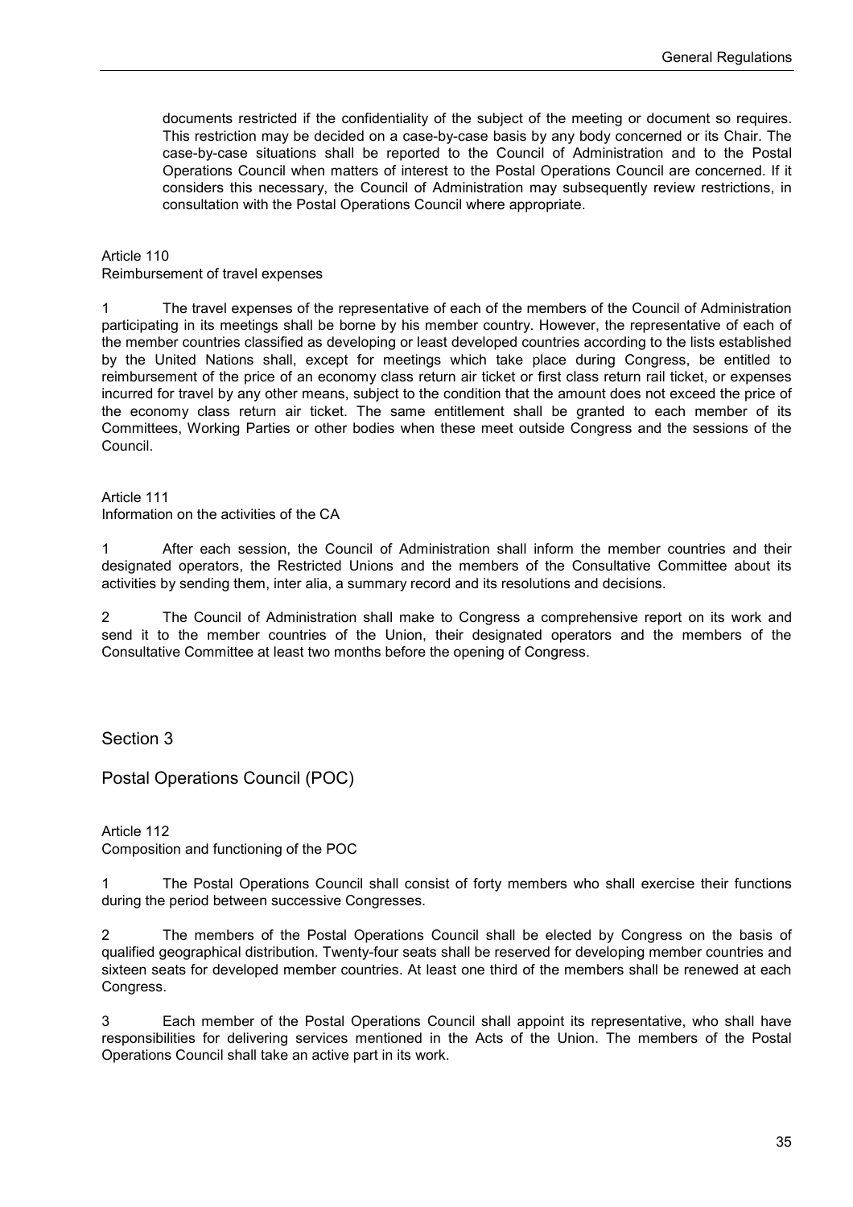documents restricted if the confidentiality of the subject of the meeting or document so requires. This restriction may be decided on a case-by-case basis by any body concerned or its Chair. The case-by-case situations shall be reported to the Council of Administration and to the Postal Operations Council when matters of interest to the Postal Operations Council are concerned. If it considers this necessary, the Council of Administration may subsequently review restrictions, in consultation with the Postal Operations Council where appropriate.

Article 110
Reimbursement of travel expenses

1 The travel expenses of the representative of each of the members of the Council of Administration participating in its meetings shall be borne by his member country. However, the representative of each of the member countries classified as developing or least developed countries according to the lists established by the United Nations shall, except for meetings which take place during Congress, be entitled to reimbursement of the price of an economy class return air ticket or first class return rail ticket, or expenses incurred for travel by any other means, subject to the condition that the amount does not exceed the price of the economy class return air ticket. The same entitlement shall be granted to each member of its Committees, Working Parties or other bodies when these meet outside Congress and the sessions of the Council.

Article 111
Information on the activities of the CA

1 After each session, the Council of Administration shall inform the member countries and their designated operators, the Restricted Unions and the members of the Consultative Committee about its activities by sending them, inter alia, a summary record and its resolutions and decisions.

2 The Council of Administration shall make to Congress a comprehensive report on its work and send it to the member countries of the Union, their designated operators and the members of the Consultative Committee at least two months before the opening of Congress.

## Section 3

## Postal Operations Council (POC)

Article 112
Composition and functioning of the POC

1 The Postal Operations Council shall consist of forty members who shall exercise their functions during the period between successive Congresses.

2 The members of the Postal Operations Council shall be elected by Congress on the basis of qualified geographical distribution. Twenty-four seats shall be reserved for developing member countries and sixteen seats for developed member countries. At least one third of the members shall be renewed at each Congress.

3 Each member of the Postal Operations Council shall appoint its representative, who shall have responsibilities for delivering services mentioned in the Acts of the Union. The members of the Postal Operations Council shall take an active part in its work.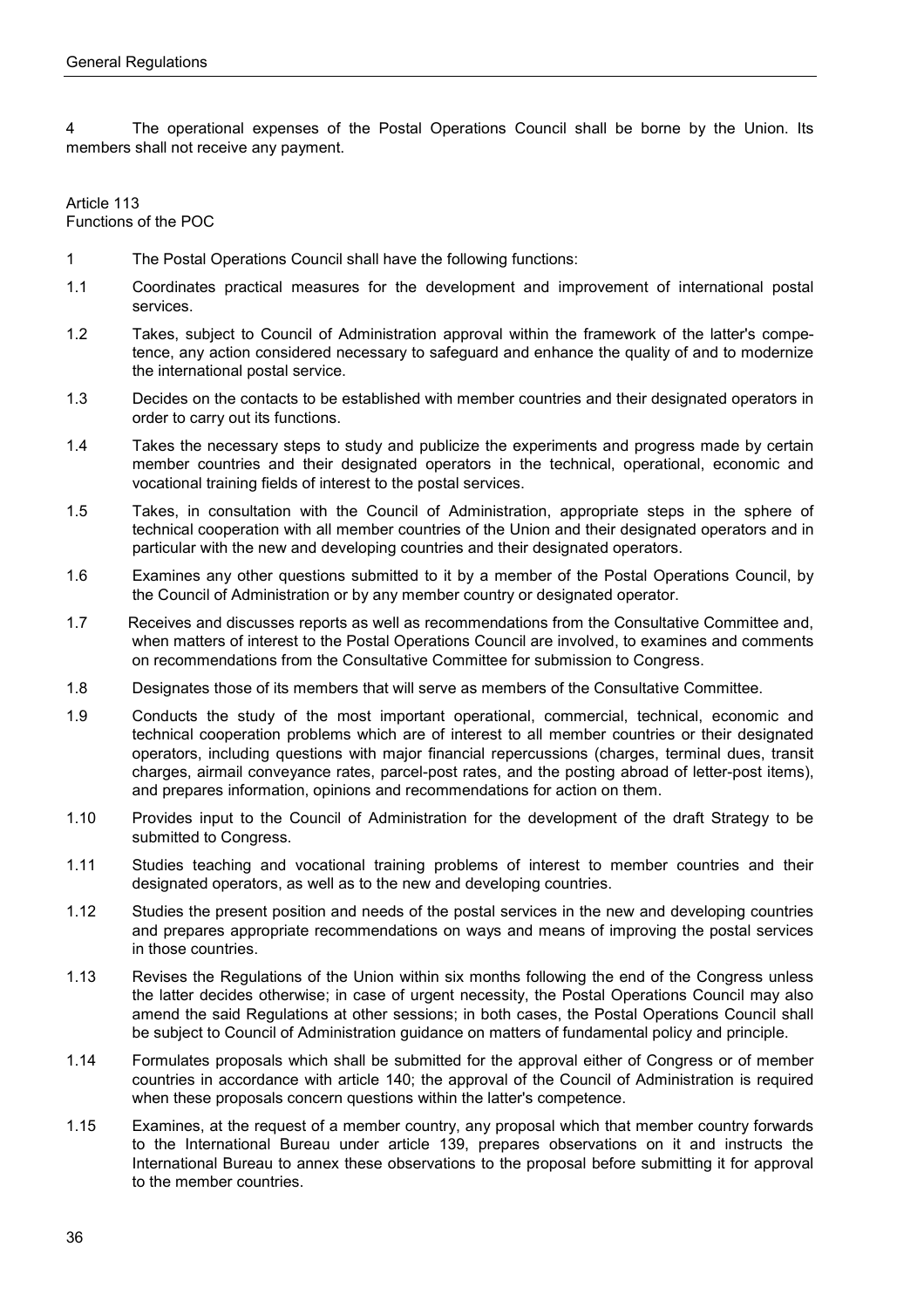4 The operational expenses of the Postal Operations Council shall be borne by the Union. Its members shall not receive any payment.

Article 113
Functions of the POC

1 The Postal Operations Council shall have the following functions:

1.1 Coordinates practical measures for the development and improvement of international postal services.

1.2 Takes, subject to Council of Administration approval within the framework of the latter's competence, any action considered necessary to safeguard and enhance the quality of and to modernize the international postal service.

1.3 Decides on the contacts to be established with member countries and their designated operators in order to carry out its functions.

1.4 Takes the necessary steps to study and publicize the experiments and progress made by certain member countries and their designated operators in the technical, operational, economic and vocational training fields of interest to the postal services.

1.5 Takes, in consultation with the Council of Administration, appropriate steps in the sphere of technical cooperation with all member countries of the Union and their designated operators and in particular with the new and developing countries and their designated operators.

1.6 Examines any other questions submitted to it by a member of the Postal Operations Council, by the Council of Administration or by any member country or designated operator.

1.7 Receives and discusses reports as well as recommendations from the Consultative Committee and, when matters of interest to the Postal Operations Council are involved, to examines and comments on recommendations from the Consultative Committee for submission to Congress.

1.8 Designates those of its members that will serve as members of the Consultative Committee.

1.9 Conducts the study of the most important operational, commercial, technical, economic and technical cooperation problems which are of interest to all member countries or their designated operators, including questions with major financial repercussions (charges, terminal dues, transit charges, airmail conveyance rates, parcel-post rates, and the posting abroad of letter-post items), and prepares information, opinions and recommendations for action on them.

1.10 Provides input to the Council of Administration for the development of the draft Strategy to be submitted to Congress.

1.11 Studies teaching and vocational training problems of interest to member countries and their designated operators, as well as to the new and developing countries.

1.12 Studies the present position and needs of the postal services in the new and developing countries and prepares appropriate recommendations on ways and means of improving the postal services in those countries.

1.13 Revises the Regulations of the Union within six months following the end of the Congress unless the latter decides otherwise; in case of urgent necessity, the Postal Operations Council may also amend the said Regulations at other sessions; in both cases, the Postal Operations Council shall be subject to Council of Administration guidance on matters of fundamental policy and principle.

1.14 Formulates proposals which shall be submitted for the approval either of Congress or of member countries in accordance with article 140; the approval of the Council of Administration is required when these proposals concern questions within the latter's competence.

1.15 Examines, at the request of a member country, any proposal which that member country forwards to the International Bureau under article 139, prepares observations on it and instructs the International Bureau to annex these observations to the proposal before submitting it for approval to the member countries.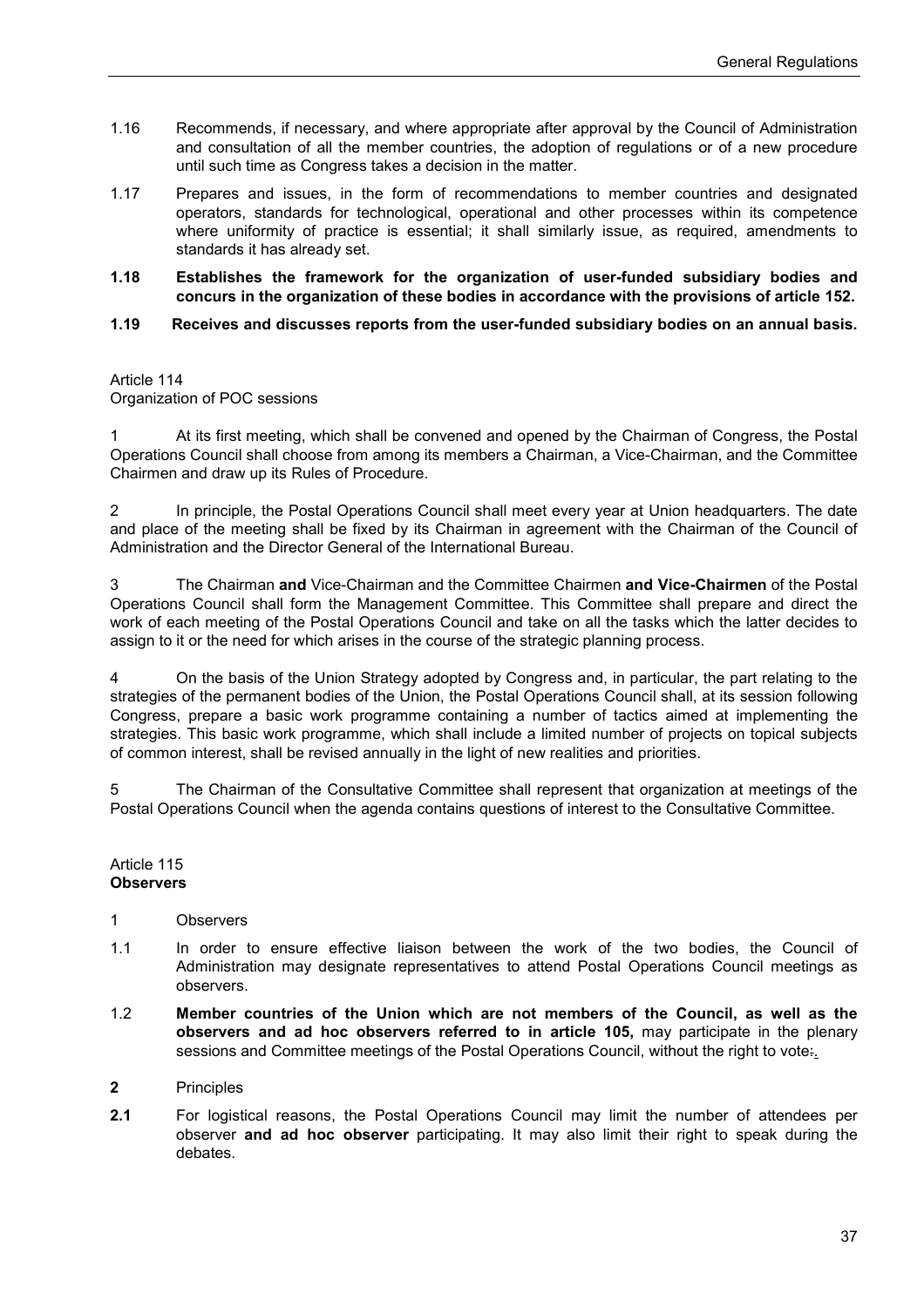1.16 Recommends, if necessary, and where appropriate after approval by the Council of Administration and consultation of all the member countries, the adoption of regulations or of a new procedure until such time as Congress takes a decision in the matter.

1.17 Prepares and issues, in the form of recommendations to member countries and designated operators, standards for technological, operational and other processes within its competence where uniformity of practice is essential; it shall similarly issue, as required, amendments to standards it has already set.

**1.18 Establishes the framework for the organization of user-funded subsidiary bodies and concurs in the organization of these bodies in accordance with the provisions of article 152.**

**1.19 Receives and discusses reports from the user-funded subsidiary bodies on an annual basis.**

Article 114
Organization of POC sessions

1 At its first meeting, which shall be convened and opened by the Chairman of Congress, the Postal Operations Council shall choose from among its members a Chairman, a Vice-Chairman, and the Committee Chairmen and draw up its Rules of Procedure.

2 In principle, the Postal Operations Council shall meet every year at Union headquarters. The date and place of the meeting shall be fixed by its Chairman in agreement with the Chairman of the Council of Administration and the Director General of the International Bureau.

3 The Chairman **and** Vice-Chairman and the Committee Chairmen **and Vice-Chairmen** of the Postal Operations Council shall form the Management Committee. This Committee shall prepare and direct the work of each meeting of the Postal Operations Council and take on all the tasks which the latter decides to assign to it or the need for which arises in the course of the strategic planning process.

4 On the basis of the Union Strategy adopted by Congress and, in particular, the part relating to the strategies of the permanent bodies of the Union, the Postal Operations Council shall, at its session following Congress, prepare a basic work programme containing a number of tactics aimed at implementing the strategies. This basic work programme, which shall include a limited number of projects on topical subjects of common interest, shall be revised annually in the light of new realities and priorities.

5 The Chairman of the Consultative Committee shall represent that organization at meetings of the Postal Operations Council when the agenda contains questions of interest to the Consultative Committee.

Article 115
**Observers**

1 Observers

1.1 In order to ensure effective liaison between the work of the two bodies, the Council of Administration may designate representatives to attend Postal Operations Council meetings as observers.

1.2 **Member countries of the Union which are not members of the Council, as well as the observers and ad hoc observers referred to in article 105,** may participate in the plenary sessions and Committee meetings of the Postal Operations Council, without the right to vote.

**2** Principles

**2.1** For logistical reasons, the Postal Operations Council may limit the number of attendees per observer **and ad hoc observer** participating. It may also limit their right to speak during the debates.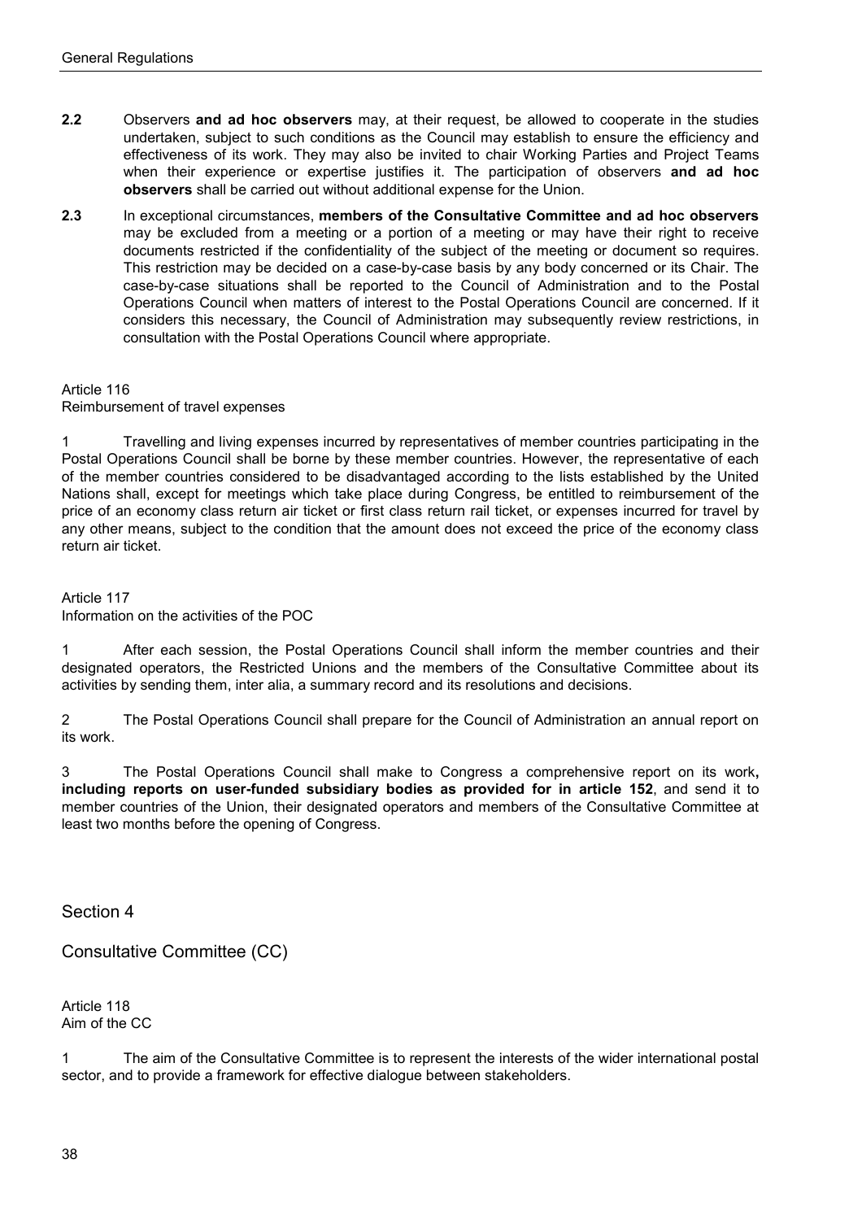**2.2** Observers **and ad hoc observers** may, at their request, be allowed to cooperate in the studies undertaken, subject to such conditions as the Council may establish to ensure the efficiency and effectiveness of its work. They may also be invited to chair Working Parties and Project Teams when their experience or expertise justifies it. The participation of observers **and ad hoc observers** shall be carried out without additional expense for the Union.

**2.3** In exceptional circumstances, **members of the Consultative Committee and ad hoc observers** may be excluded from a meeting or a portion of a meeting or may have their right to receive documents restricted if the confidentiality of the subject of the meeting or document so requires. This restriction may be decided on a case-by-case basis by any body concerned or its Chair. The case-by-case situations shall be reported to the Council of Administration and to the Postal Operations Council when matters of interest to the Postal Operations Council are concerned. If it considers this necessary, the Council of Administration may subsequently review restrictions, in consultation with the Postal Operations Council where appropriate.

Article 116
Reimbursement of travel expenses

1 Travelling and living expenses incurred by representatives of member countries participating in the Postal Operations Council shall be borne by these member countries. However, the representative of each of the member countries considered to be disadvantaged according to the lists established by the United Nations shall, except for meetings which take place during Congress, be entitled to reimbursement of the price of an economy class return air ticket or first class return rail ticket, or expenses incurred for travel by any other means, subject to the condition that the amount does not exceed the price of the economy class return air ticket.

Article 117
Information on the activities of the POC

1 After each session, the Postal Operations Council shall inform the member countries and their designated operators, the Restricted Unions and the members of the Consultative Committee about its activities by sending them, inter alia, a summary record and its resolutions and decisions.

2 The Postal Operations Council shall prepare for the Council of Administration an annual report on its work.

3 The Postal Operations Council shall make to Congress a comprehensive report on its work**, including reports on user-funded subsidiary bodies as provided for in article 152**, and send it to member countries of the Union, their designated operators and members of the Consultative Committee at least two months before the opening of Congress.

## Section 4

## Consultative Committee (CC)

Article 118
Aim of the CC

1 The aim of the Consultative Committee is to represent the interests of the wider international postal sector, and to provide a framework for effective dialogue between stakeholders.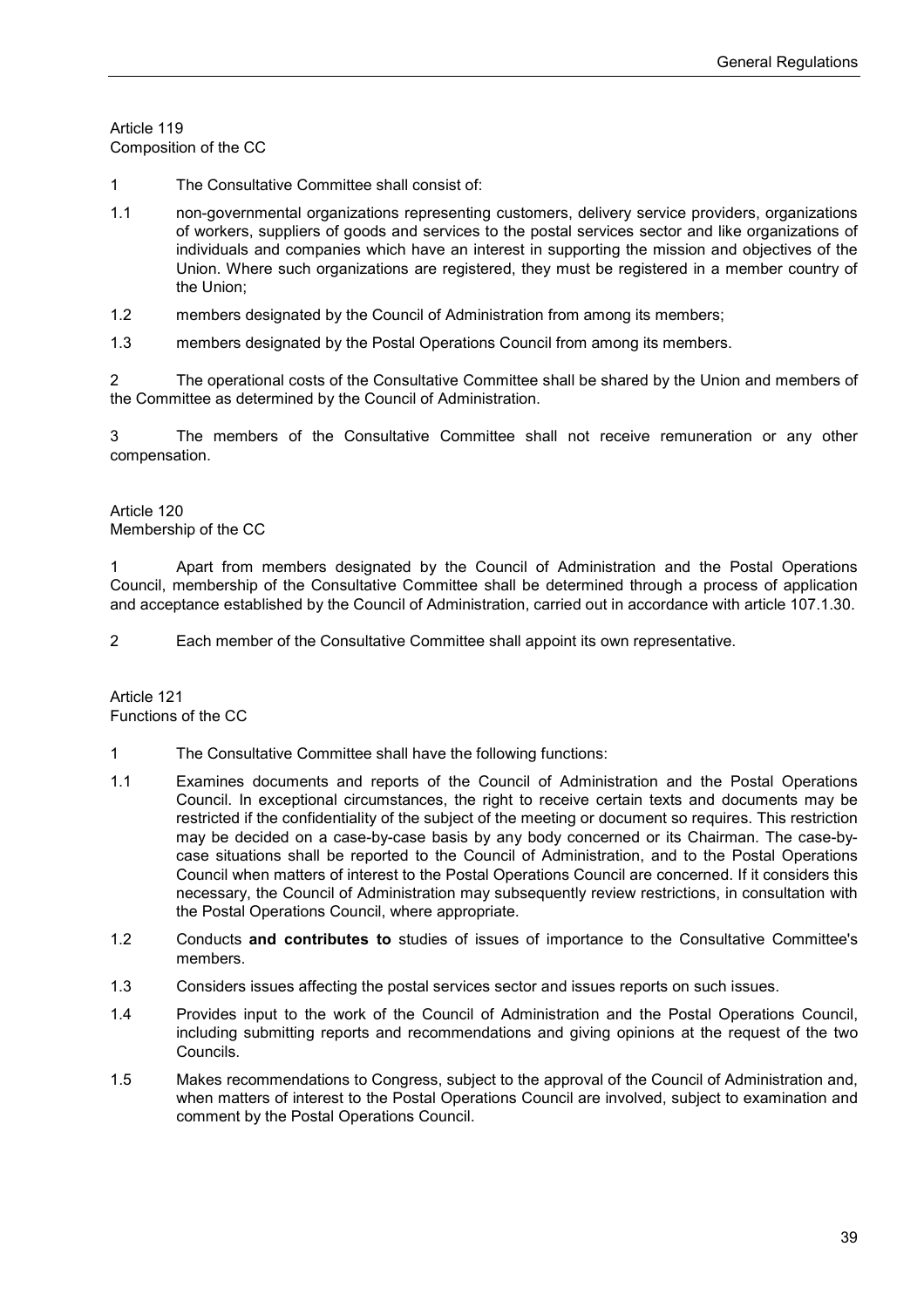Article 119
Composition of the CC

1 The Consultative Committee shall consist of:

1.1 non-governmental organizations representing customers, delivery service providers, organizations of workers, suppliers of goods and services to the postal services sector and like organizations of individuals and companies which have an interest in supporting the mission and objectives of the Union. Where such organizations are registered, they must be registered in a member country of the Union;

1.2 members designated by the Council of Administration from among its members;

1.3 members designated by the Postal Operations Council from among its members.

2 The operational costs of the Consultative Committee shall be shared by the Union and members of the Committee as determined by the Council of Administration.

3 The members of the Consultative Committee shall not receive remuneration or any other compensation.

Article 120
Membership of the CC

1 Apart from members designated by the Council of Administration and the Postal Operations Council, membership of the Consultative Committee shall be determined through a process of application and acceptance established by the Council of Administration, carried out in accordance with article 107.1.30.

2 Each member of the Consultative Committee shall appoint its own representative.

Article 121
Functions of the CC

1 The Consultative Committee shall have the following functions:

1.1 Examines documents and reports of the Council of Administration and the Postal Operations Council. In exceptional circumstances, the right to receive certain texts and documents may be restricted if the confidentiality of the subject of the meeting or document so requires. This restriction may be decided on a case-by-case basis by any body concerned or its Chairman. The case-by-case situations shall be reported to the Council of Administration, and to the Postal Operations Council when matters of interest to the Postal Operations Council are concerned. If it considers this necessary, the Council of Administration may subsequently review restrictions, in consultation with the Postal Operations Council, where appropriate.

1.2 Conducts **and contributes to** studies of issues of importance to the Consultative Committee's members.

1.3 Considers issues affecting the postal services sector and issues reports on such issues.

1.4 Provides input to the work of the Council of Administration and the Postal Operations Council, including submitting reports and recommendations and giving opinions at the request of the two Councils.

1.5 Makes recommendations to Congress, subject to the approval of the Council of Administration and, when matters of interest to the Postal Operations Council are involved, subject to examination and comment by the Postal Operations Council.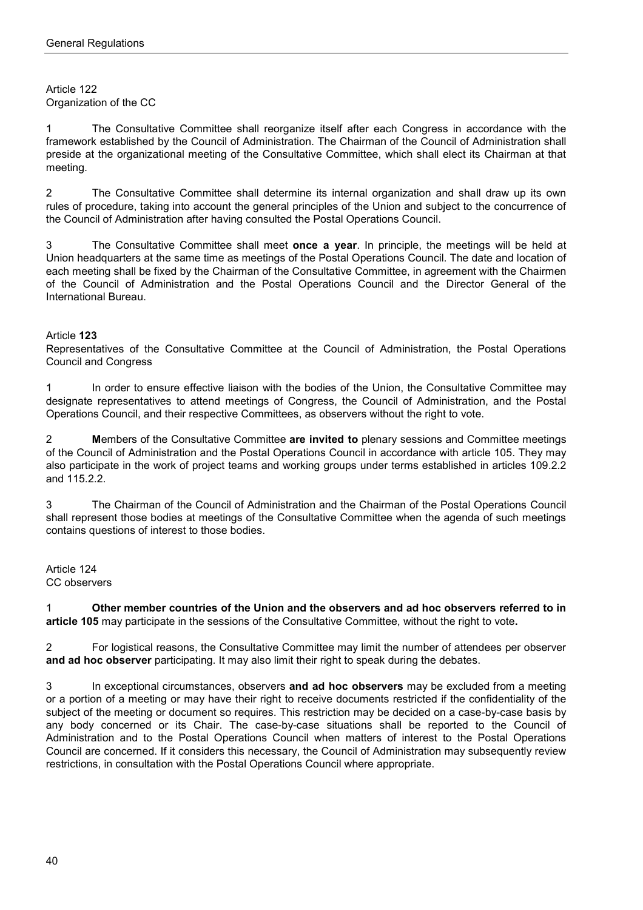Article 122
Organization of the CC

1 The Consultative Committee shall reorganize itself after each Congress in accordance with the framework established by the Council of Administration. The Chairman of the Council of Administration shall preside at the organizational meeting of the Consultative Committee, which shall elect its Chairman at that meeting.

2 The Consultative Committee shall determine its internal organization and shall draw up its own rules of procedure, taking into account the general principles of the Union and subject to the concurrence of the Council of Administration after having consulted the Postal Operations Council.

3 The Consultative Committee shall meet **once a year**. In principle, the meetings will be held at Union headquarters at the same time as meetings of the Postal Operations Council. The date and location of each meeting shall be fixed by the Chairman of the Consultative Committee, in agreement with the Chairmen of the Council of Administration and the Postal Operations Council and the Director General of the International Bureau.

Article **123**
Representatives of the Consultative Committee at the Council of Administration, the Postal Operations Council and Congress

1 In order to ensure effective liaison with the bodies of the Union, the Consultative Committee may designate representatives to attend meetings of Congress, the Council of Administration, and the Postal Operations Council, and their respective Committees, as observers without the right to vote.

2 **M**embers of the Consultative Committee **are invited to** plenary sessions and Committee meetings of the Council of Administration and the Postal Operations Council in accordance with article 105. They may also participate in the work of project teams and working groups under terms established in articles 109.2.2 and 115.2.2.

3 The Chairman of the Council of Administration and the Chairman of the Postal Operations Council shall represent those bodies at meetings of the Consultative Committee when the agenda of such meetings contains questions of interest to those bodies.

Article 124
CC observers

1 **Other member countries of the Union and the observers and ad hoc observers referred to in article 105** may participate in the sessions of the Consultative Committee, without the right to vote**.**

2 For logistical reasons, the Consultative Committee may limit the number of attendees per observer **and ad hoc observer** participating. It may also limit their right to speak during the debates.

3 In exceptional circumstances, observers **and ad hoc observers** may be excluded from a meeting or a portion of a meeting or may have their right to receive documents restricted if the confidentiality of the subject of the meeting or document so requires. This restriction may be decided on a case-by-case basis by any body concerned or its Chair. The case-by-case situations shall be reported to the Council of Administration and to the Postal Operations Council when matters of interest to the Postal Operations Council are concerned. If it considers this necessary, the Council of Administration may subsequently review restrictions, in consultation with the Postal Operations Council where appropriate.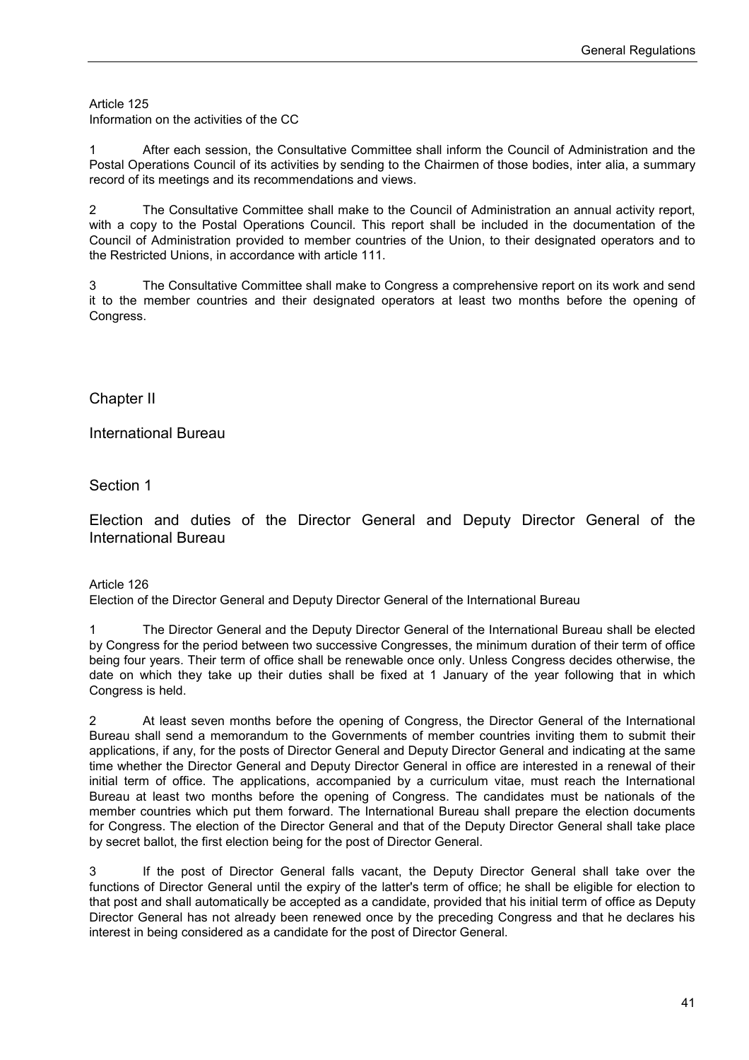Article 125
Information on the activities of the CC

1 After each session, the Consultative Committee shall inform the Council of Administration and the Postal Operations Council of its activities by sending to the Chairmen of those bodies, inter alia, a summary record of its meetings and its recommendations and views.

2 The Consultative Committee shall make to the Council of Administration an annual activity report, with a copy to the Postal Operations Council. This report shall be included in the documentation of the Council of Administration provided to member countries of the Union, to their designated operators and to the Restricted Unions, in accordance with article 111.

3 The Consultative Committee shall make to Congress a comprehensive report on its work and send it to the member countries and their designated operators at least two months before the opening of Congress.

## Chapter II

## International Bureau

### Section 1

### Election and duties of the Director General and Deputy Director General of the International Bureau

Article 126
Election of the Director General and Deputy Director General of the International Bureau

1 The Director General and the Deputy Director General of the International Bureau shall be elected by Congress for the period between two successive Congresses, the minimum duration of their term of office being four years. Their term of office shall be renewable once only. Unless Congress decides otherwise, the date on which they take up their duties shall be fixed at 1 January of the year following that in which Congress is held.

2 At least seven months before the opening of Congress, the Director General of the International Bureau shall send a memorandum to the Governments of member countries inviting them to submit their applications, if any, for the posts of Director General and Deputy Director General and indicating at the same time whether the Director General and Deputy Director General in office are interested in a renewal of their initial term of office. The applications, accompanied by a curriculum vitae, must reach the International Bureau at least two months before the opening of Congress. The candidates must be nationals of the member countries which put them forward. The International Bureau shall prepare the election documents for Congress. The election of the Director General and that of the Deputy Director General shall take place by secret ballot, the first election being for the post of Director General.

3 If the post of Director General falls vacant, the Deputy Director General shall take over the functions of Director General until the expiry of the latter's term of office; he shall be eligible for election to that post and shall automatically be accepted as a candidate, provided that his initial term of office as Deputy Director General has not already been renewed once by the preceding Congress and that he declares his interest in being considered as a candidate for the post of Director General.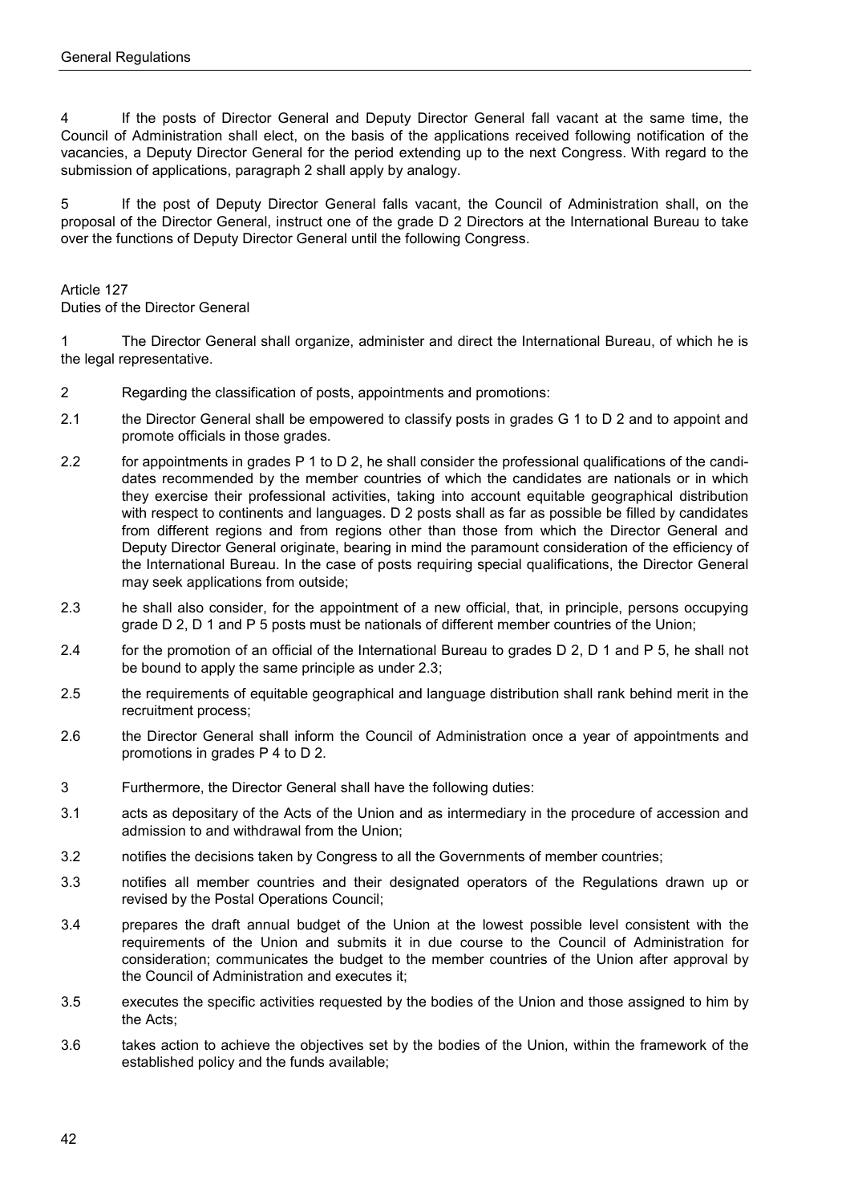4 If the posts of Director General and Deputy Director General fall vacant at the same time, the Council of Administration shall elect, on the basis of the applications received following notification of the vacancies, a Deputy Director General for the period extending up to the next Congress. With regard to the submission of applications, paragraph 2 shall apply by analogy.

5 If the post of Deputy Director General falls vacant, the Council of Administration shall, on the proposal of the Director General, instruct one of the grade D 2 Directors at the International Bureau to take over the functions of Deputy Director General until the following Congress.

## Article 127
## Duties of the Director General

1 The Director General shall organize, administer and direct the International Bureau, of which he is the legal representative.

2 Regarding the classification of posts, appointments and promotions:

2.1 the Director General shall be empowered to classify posts in grades G 1 to D 2 and to appoint and promote officials in those grades.

2.2 for appointments in grades P 1 to D 2, he shall consider the professional qualifications of the candidates recommended by the member countries of which the candidates are nationals or in which they exercise their professional activities, taking into account equitable geographical distribution with respect to continents and languages. D 2 posts shall as far as possible be filled by candidates from different regions and from regions other than those from which the Director General and Deputy Director General originate, bearing in mind the paramount consideration of the efficiency of the International Bureau. In the case of posts requiring special qualifications, the Director General may seek applications from outside;

2.3 he shall also consider, for the appointment of a new official, that, in principle, persons occupying grade D 2, D 1 and P 5 posts must be nationals of different member countries of the Union;

2.4 for the promotion of an official of the International Bureau to grades D 2, D 1 and P 5, he shall not be bound to apply the same principle as under 2.3;

2.5 the requirements of equitable geographical and language distribution shall rank behind merit in the recruitment process;

2.6 the Director General shall inform the Council of Administration once a year of appointments and promotions in grades P 4 to D 2.

3 Furthermore, the Director General shall have the following duties:

3.1 acts as depositary of the Acts of the Union and as intermediary in the procedure of accession and admission to and withdrawal from the Union;

3.2 notifies the decisions taken by Congress to all the Governments of member countries;

3.3 notifies all member countries and their designated operators of the Regulations drawn up or revised by the Postal Operations Council;

3.4 prepares the draft annual budget of the Union at the lowest possible level consistent with the requirements of the Union and submits it in due course to the Council of Administration for consideration; communicates the budget to the member countries of the Union after approval by the Council of Administration and executes it;

3.5 executes the specific activities requested by the bodies of the Union and those assigned to him by the Acts;

3.6 takes action to achieve the objectives set by the bodies of the Union, within the framework of the established policy and the funds available;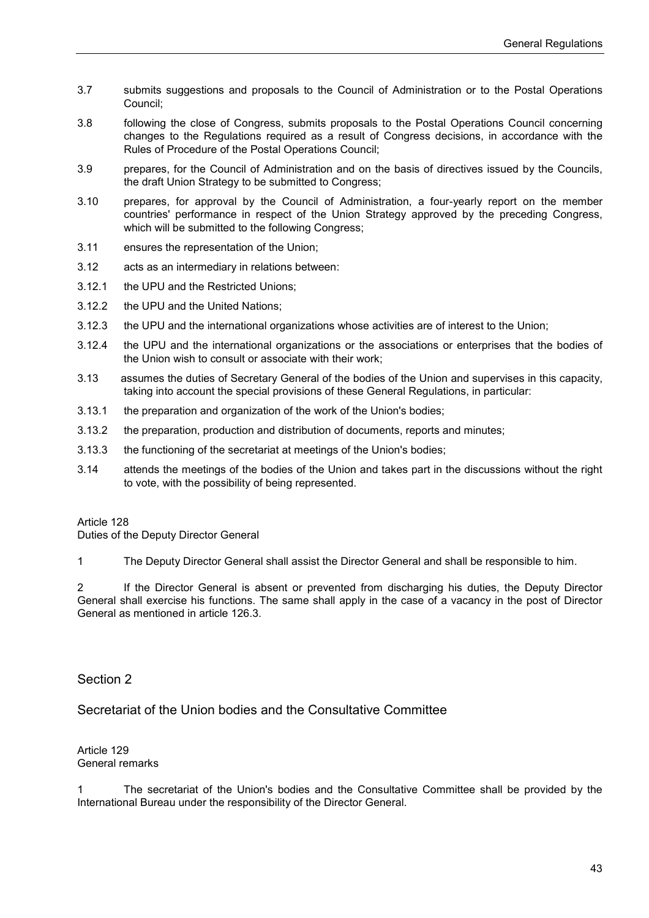3.7 submits suggestions and proposals to the Council of Administration or to the Postal Operations Council;

3.8 following the close of Congress, submits proposals to the Postal Operations Council concerning changes to the Regulations required as a result of Congress decisions, in accordance with the Rules of Procedure of the Postal Operations Council;

3.9 prepares, for the Council of Administration and on the basis of directives issued by the Councils, the draft Union Strategy to be submitted to Congress;

3.10 prepares, for approval by the Council of Administration, a four-yearly report on the member countries' performance in respect of the Union Strategy approved by the preceding Congress, which will be submitted to the following Congress;

3.11 ensures the representation of the Union;

3.12 acts as an intermediary in relations between:

3.12.1 the UPU and the Restricted Unions;

3.12.2 the UPU and the United Nations;

3.12.3 the UPU and the international organizations whose activities are of interest to the Union;

3.12.4 the UPU and the international organizations or the associations or enterprises that the bodies of the Union wish to consult or associate with their work;

3.13 assumes the duties of Secretary General of the bodies of the Union and supervises in this capacity, taking into account the special provisions of these General Regulations, in particular:

3.13.1 the preparation and organization of the work of the Union's bodies;

3.13.2 the preparation, production and distribution of documents, reports and minutes;

3.13.3 the functioning of the secretariat at meetings of the Union's bodies;

3.14 attends the meetings of the bodies of the Union and takes part in the discussions without the right to vote, with the possibility of being represented.

Article 128
Duties of the Deputy Director General

1 The Deputy Director General shall assist the Director General and shall be responsible to him.

2 If the Director General is absent or prevented from discharging his duties, the Deputy Director General shall exercise his functions. The same shall apply in the case of a vacancy in the post of Director General as mentioned in article 126.3.

## Section 2

## Secretariat of the Union bodies and the Consultative Committee

Article 129
General remarks

1 The secretariat of the Union's bodies and the Consultative Committee shall be provided by the International Bureau under the responsibility of the Director General.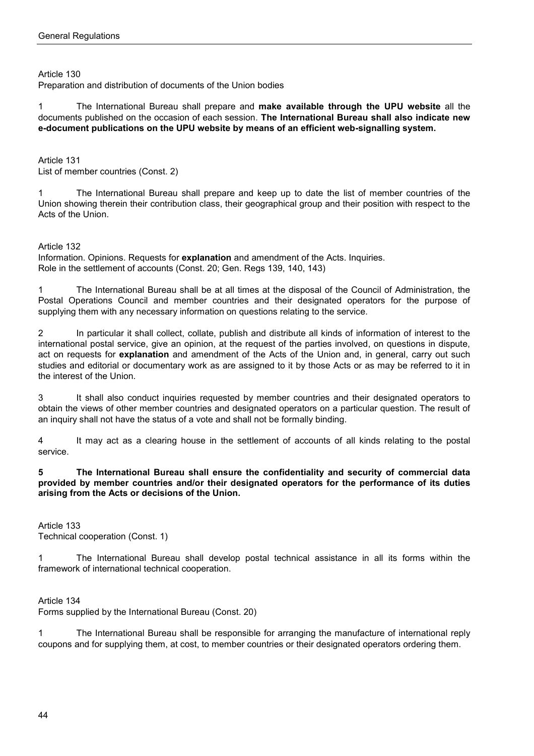Article 130
Preparation and distribution of documents of the Union bodies

1 The International Bureau shall prepare and **make available through the UPU website** all the documents published on the occasion of each session. **The International Bureau shall also indicate new e-document publications on the UPU website by means of an efficient web-signalling system.**

Article 131
List of member countries (Const. 2)

1 The International Bureau shall prepare and keep up to date the list of member countries of the Union showing therein their contribution class, their geographical group and their position with respect to the Acts of the Union.

Article 132
Information. Opinions. Requests for **explanation** and amendment of the Acts. Inquiries.
Role in the settlement of accounts (Const. 20; Gen. Regs 139, 140, 143)

1 The International Bureau shall be at all times at the disposal of the Council of Administration, the Postal Operations Council and member countries and their designated operators for the purpose of supplying them with any necessary information on questions relating to the service.

2 In particular it shall collect, collate, publish and distribute all kinds of information of interest to the international postal service, give an opinion, at the request of the parties involved, on questions in dispute, act on requests for **explanation** and amendment of the Acts of the Union and, in general, carry out such studies and editorial or documentary work as are assigned to it by those Acts or as may be referred to it in the interest of the Union.

3 It shall also conduct inquiries requested by member countries and their designated operators to obtain the views of other member countries and designated operators on a particular question. The result of an inquiry shall not have the status of a vote and shall not be formally binding.

4 It may act as a clearing house in the settlement of accounts of all kinds relating to the postal service.

**5 The International Bureau shall ensure the confidentiality and security of commercial data provided by member countries and/or their designated operators for the performance of its duties arising from the Acts or decisions of the Union.**

Article 133
Technical cooperation (Const. 1)

1 The International Bureau shall develop postal technical assistance in all its forms within the framework of international technical cooperation.

Article 134
Forms supplied by the International Bureau (Const. 20)

1 The International Bureau shall be responsible for arranging the manufacture of international reply coupons and for supplying them, at cost, to member countries or their designated operators ordering them.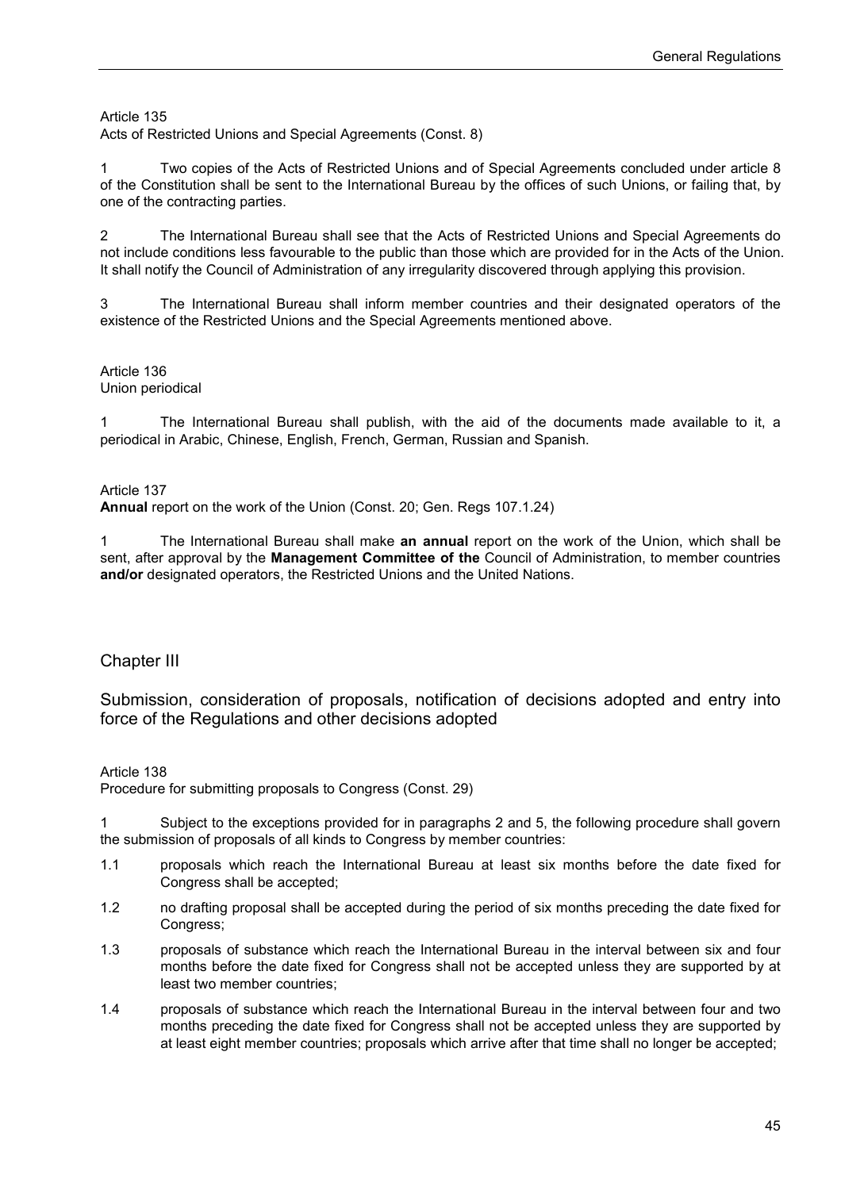Article 135
Acts of Restricted Unions and Special Agreements (Const. 8)

1 Two copies of the Acts of Restricted Unions and of Special Agreements concluded under article 8 of the Constitution shall be sent to the International Bureau by the offices of such Unions, or failing that, by one of the contracting parties.

2 The International Bureau shall see that the Acts of Restricted Unions and Special Agreements do not include conditions less favourable to the public than those which are provided for in the Acts of the Union. It shall notify the Council of Administration of any irregularity discovered through applying this provision.

3 The International Bureau shall inform member countries and their designated operators of the existence of the Restricted Unions and the Special Agreements mentioned above.

Article 136
Union periodical

1 The International Bureau shall publish, with the aid of the documents made available to it, a periodical in Arabic, Chinese, English, French, German, Russian and Spanish.

Article 137
**Annual** report on the work of the Union (Const. 20; Gen. Regs 107.1.24)

1 The International Bureau shall make **an annual** report on the work of the Union, which shall be sent, after approval by the **Management Committee of the** Council of Administration, to member countries **and/or** designated operators, the Restricted Unions and the United Nations.

## Chapter III

## Submission, consideration of proposals, notification of decisions adopted and entry into force of the Regulations and other decisions adopted

Article 138
Procedure for submitting proposals to Congress (Const. 29)

1 Subject to the exceptions provided for in paragraphs 2 and 5, the following procedure shall govern the submission of proposals of all kinds to Congress by member countries:

1.1 proposals which reach the International Bureau at least six months before the date fixed for Congress shall be accepted;

1.2 no drafting proposal shall be accepted during the period of six months preceding the date fixed for Congress;

1.3 proposals of substance which reach the International Bureau in the interval between six and four months before the date fixed for Congress shall not be accepted unless they are supported by at least two member countries;

1.4 proposals of substance which reach the International Bureau in the interval between four and two months preceding the date fixed for Congress shall not be accepted unless they are supported by at least eight member countries; proposals which arrive after that time shall no longer be accepted;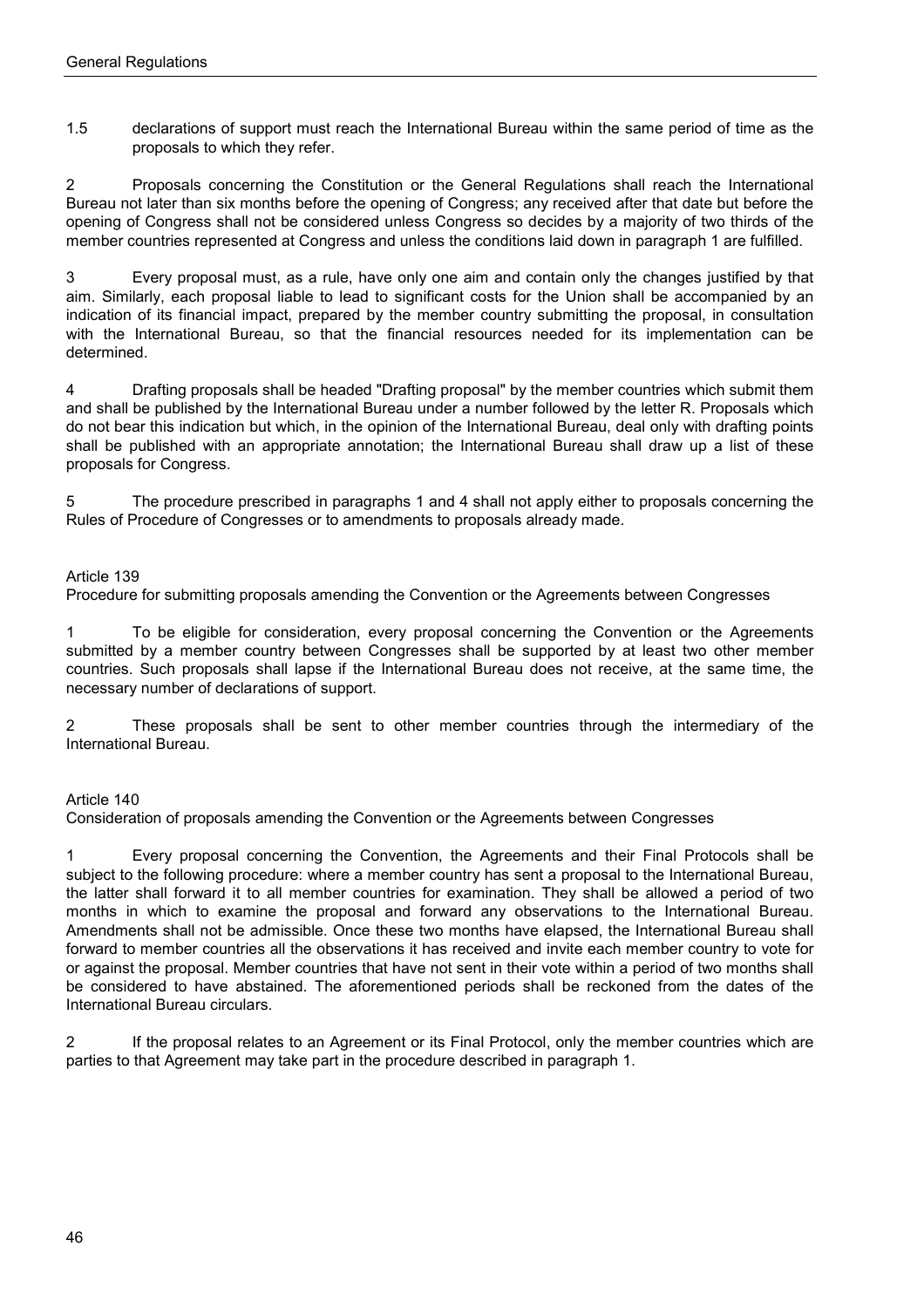1.5 declarations of support must reach the International Bureau within the same period of time as the proposals to which they refer.

2 Proposals concerning the Constitution or the General Regulations shall reach the International Bureau not later than six months before the opening of Congress; any received after that date but before the opening of Congress shall not be considered unless Congress so decides by a majority of two thirds of the member countries represented at Congress and unless the conditions laid down in paragraph 1 are fulfilled.

3 Every proposal must, as a rule, have only one aim and contain only the changes justified by that aim. Similarly, each proposal liable to lead to significant costs for the Union shall be accompanied by an indication of its financial impact, prepared by the member country submitting the proposal, in consultation with the International Bureau, so that the financial resources needed for its implementation can be determined.

4 Drafting proposals shall be headed "Drafting proposal" by the member countries which submit them and shall be published by the International Bureau under a number followed by the letter R. Proposals which do not bear this indication but which, in the opinion of the International Bureau, deal only with drafting points shall be published with an appropriate annotation; the International Bureau shall draw up a list of these proposals for Congress.

5 The procedure prescribed in paragraphs 1 and 4 shall not apply either to proposals concerning the Rules of Procedure of Congresses or to amendments to proposals already made.

### Article 139
Procedure for submitting proposals amending the Convention or the Agreements between Congresses

1 To be eligible for consideration, every proposal concerning the Convention or the Agreements submitted by a member country between Congresses shall be supported by at least two other member countries. Such proposals shall lapse if the International Bureau does not receive, at the same time, the necessary number of declarations of support.

2 These proposals shall be sent to other member countries through the intermediary of the International Bureau.

### Article 140
Consideration of proposals amending the Convention or the Agreements between Congresses

1 Every proposal concerning the Convention, the Agreements and their Final Protocols shall be subject to the following procedure: where a member country has sent a proposal to the International Bureau, the latter shall forward it to all member countries for examination. They shall be allowed a period of two months in which to examine the proposal and forward any observations to the International Bureau. Amendments shall not be admissible. Once these two months have elapsed, the International Bureau shall forward to member countries all the observations it has received and invite each member country to vote for or against the proposal. Member countries that have not sent in their vote within a period of two months shall be considered to have abstained. The aforementioned periods shall be reckoned from the dates of the International Bureau circulars.

2 If the proposal relates to an Agreement or its Final Protocol, only the member countries which are parties to that Agreement may take part in the procedure described in paragraph 1.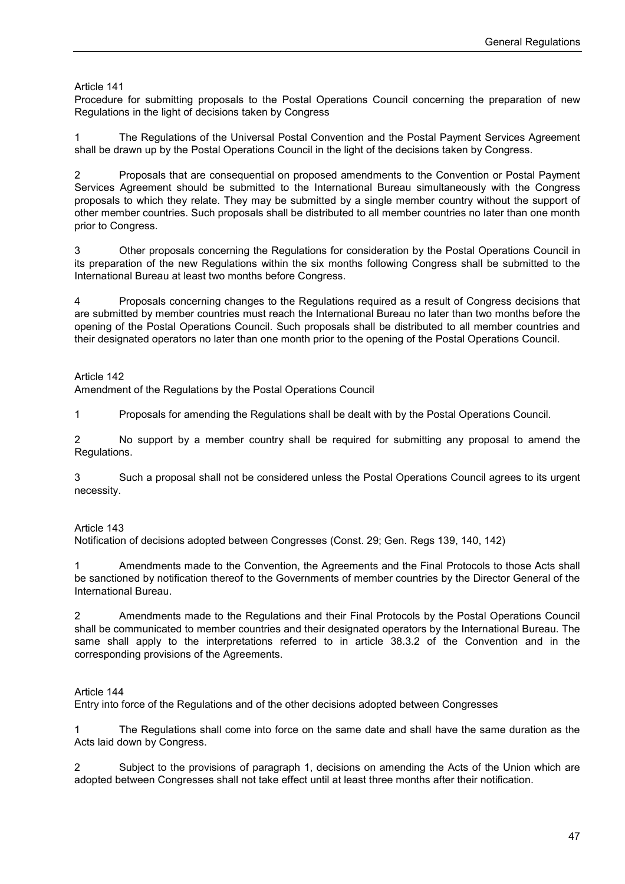Article 141

Procedure for submitting proposals to the Postal Operations Council concerning the preparation of new Regulations in the light of decisions taken by Congress

1 The Regulations of the Universal Postal Convention and the Postal Payment Services Agreement shall be drawn up by the Postal Operations Council in the light of the decisions taken by Congress.

2 Proposals that are consequential on proposed amendments to the Convention or Postal Payment Services Agreement should be submitted to the International Bureau simultaneously with the Congress proposals to which they relate. They may be submitted by a single member country without the support of other member countries. Such proposals shall be distributed to all member countries no later than one month prior to Congress.

3 Other proposals concerning the Regulations for consideration by the Postal Operations Council in its preparation of the new Regulations within the six months following Congress shall be submitted to the International Bureau at least two months before Congress.

4 Proposals concerning changes to the Regulations required as a result of Congress decisions that are submitted by member countries must reach the International Bureau no later than two months before the opening of the Postal Operations Council. Such proposals shall be distributed to all member countries and their designated operators no later than one month prior to the opening of the Postal Operations Council.

Article 142

Amendment of the Regulations by the Postal Operations Council

1 Proposals for amending the Regulations shall be dealt with by the Postal Operations Council.

2 No support by a member country shall be required for submitting any proposal to amend the Regulations.

3 Such a proposal shall not be considered unless the Postal Operations Council agrees to its urgent necessity.

Article 143

Notification of decisions adopted between Congresses (Const. 29; Gen. Regs 139, 140, 142)

1 Amendments made to the Convention, the Agreements and the Final Protocols to those Acts shall be sanctioned by notification thereof to the Governments of member countries by the Director General of the International Bureau.

2 Amendments made to the Regulations and their Final Protocols by the Postal Operations Council shall be communicated to member countries and their designated operators by the International Bureau. The same shall apply to the interpretations referred to in article 38.3.2 of the Convention and in the corresponding provisions of the Agreements.

Article 144

Entry into force of the Regulations and of the other decisions adopted between Congresses

1 The Regulations shall come into force on the same date and shall have the same duration as the Acts laid down by Congress.

2 Subject to the provisions of paragraph 1, decisions on amending the Acts of the Union which are adopted between Congresses shall not take effect until at least three months after their notification.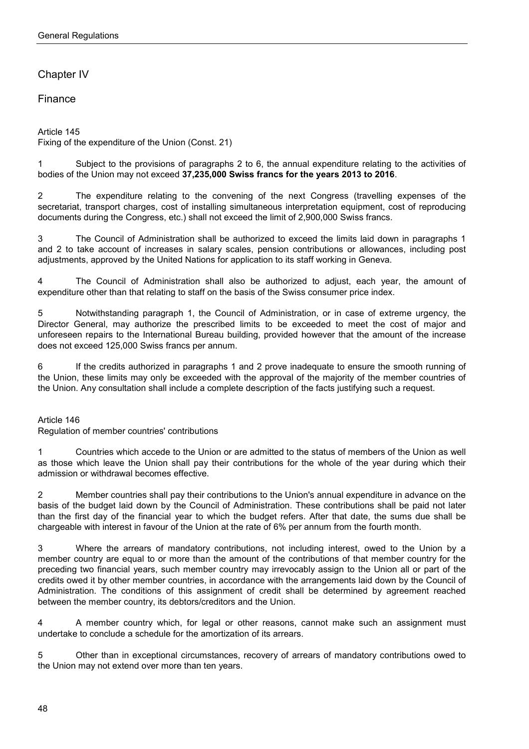# Chapter IV

## Finance

### Article 145
Fixing of the expenditure of the Union (Const. 21)

1 Subject to the provisions of paragraphs 2 to 6, the annual expenditure relating to the activities of bodies of the Union may not exceed **37,235,000 Swiss francs for the years 2013 to 2016**.

2 The expenditure relating to the convening of the next Congress (travelling expenses of the secretariat, transport charges, cost of installing simultaneous interpretation equipment, cost of reproducing documents during the Congress, etc.) shall not exceed the limit of 2,900,000 Swiss francs.

3 The Council of Administration shall be authorized to exceed the limits laid down in paragraphs 1 and 2 to take account of increases in salary scales, pension contributions or allowances, including post adjustments, approved by the United Nations for application to its staff working in Geneva.

4 The Council of Administration shall also be authorized to adjust, each year, the amount of expenditure other than that relating to staff on the basis of the Swiss consumer price index.

5 Notwithstanding paragraph 1, the Council of Administration, or in case of extreme urgency, the Director General, may authorize the prescribed limits to be exceeded to meet the cost of major and unforeseen repairs to the International Bureau building, provided however that the amount of the increase does not exceed 125,000 Swiss francs per annum.

6 If the credits authorized in paragraphs 1 and 2 prove inadequate to ensure the smooth running of the Union, these limits may only be exceeded with the approval of the majority of the member countries of the Union. Any consultation shall include a complete description of the facts justifying such a request.

### Article 146
Regulation of member countries' contributions

1 Countries which accede to the Union or are admitted to the status of members of the Union as well as those which leave the Union shall pay their contributions for the whole of the year during which their admission or withdrawal becomes effective.

2 Member countries shall pay their contributions to the Union's annual expenditure in advance on the basis of the budget laid down by the Council of Administration. These contributions shall be paid not later than the first day of the financial year to which the budget refers. After that date, the sums due shall be chargeable with interest in favour of the Union at the rate of 6% per annum from the fourth month.

3 Where the arrears of mandatory contributions, not including interest, owed to the Union by a member country are equal to or more than the amount of the contributions of that member country for the preceding two financial years, such member country may irrevocably assign to the Union all or part of the credits owed it by other member countries, in accordance with the arrangements laid down by the Council of Administration. The conditions of this assignment of credit shall be determined by agreement reached between the member country, its debtors/creditors and the Union.

4 A member country which, for legal or other reasons, cannot make such an assignment must undertake to conclude a schedule for the amortization of its arrears.

5 Other than in exceptional circumstances, recovery of arrears of mandatory contributions owed to the Union may not extend over more than ten years.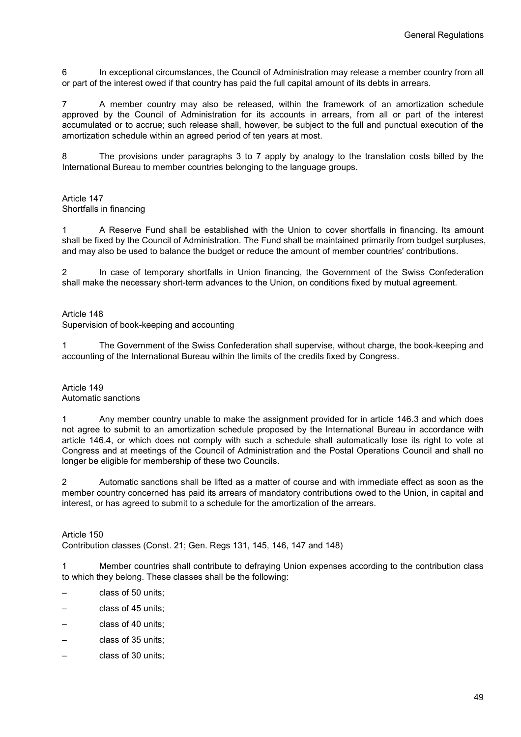6 In exceptional circumstances, the Council of Administration may release a member country from all or part of the interest owed if that country has paid the full capital amount of its debts in arrears.

7 A member country may also be released, within the framework of an amortization schedule approved by the Council of Administration for its accounts in arrears, from all or part of the interest accumulated or to accrue; such release shall, however, be subject to the full and punctual execution of the amortization schedule within an agreed period of ten years at most.

8 The provisions under paragraphs 3 to 7 apply by analogy to the translation costs billed by the International Bureau to member countries belonging to the language groups.

## Article 147
Shortfalls in financing

1 A Reserve Fund shall be established with the Union to cover shortfalls in financing. Its amount shall be fixed by the Council of Administration. The Fund shall be maintained primarily from budget surpluses, and may also be used to balance the budget or reduce the amount of member countries' contributions.

2 In case of temporary shortfalls in Union financing, the Government of the Swiss Confederation shall make the necessary short-term advances to the Union, on conditions fixed by mutual agreement.

## Article 148
Supervision of book-keeping and accounting

1 The Government of the Swiss Confederation shall supervise, without charge, the book-keeping and accounting of the International Bureau within the limits of the credits fixed by Congress.

## Article 149
Automatic sanctions

1 Any member country unable to make the assignment provided for in article 146.3 and which does not agree to submit to an amortization schedule proposed by the International Bureau in accordance with article 146.4, or which does not comply with such a schedule shall automatically lose its right to vote at Congress and at meetings of the Council of Administration and the Postal Operations Council and shall no longer be eligible for membership of these two Councils.

2 Automatic sanctions shall be lifted as a matter of course and with immediate effect as soon as the member country concerned has paid its arrears of mandatory contributions owed to the Union, in capital and interest, or has agreed to submit to a schedule for the amortization of the arrears.

## Article 150
Contribution classes (Const. 21; Gen. Regs 131, 145, 146, 147 and 148)

1 Member countries shall contribute to defraying Union expenses according to the contribution class to which they belong. These classes shall be the following:

– class of 50 units;

– class of 45 units;

– class of 40 units;

– class of 35 units;

– class of 30 units;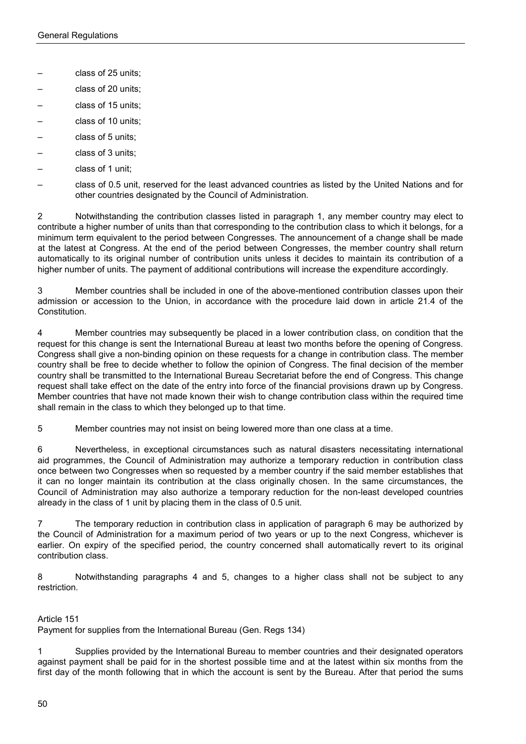- class of 25 units;
- class of 20 units;
- class of 15 units;
- class of 10 units;
- class of 5 units;
- class of 3 units;
- class of 1 unit;
- class of 0.5 unit, reserved for the least advanced countries as listed by the United Nations and for other countries designated by the Council of Administration.

2 Notwithstanding the contribution classes listed in paragraph 1, any member country may elect to contribute a higher number of units than that corresponding to the contribution class to which it belongs, for a minimum term equivalent to the period between Congresses. The announcement of a change shall be made at the latest at Congress. At the end of the period between Congresses, the member country shall return automatically to its original number of contribution units unless it decides to maintain its contribution of a higher number of units. The payment of additional contributions will increase the expenditure accordingly.

3 Member countries shall be included in one of the above-mentioned contribution classes upon their admission or accession to the Union, in accordance with the procedure laid down in article 21.4 of the Constitution.

4 Member countries may subsequently be placed in a lower contribution class, on condition that the request for this change is sent the International Bureau at least two months before the opening of Congress. Congress shall give a non-binding opinion on these requests for a change in contribution class. The member country shall be free to decide whether to follow the opinion of Congress. The final decision of the member country shall be transmitted to the International Bureau Secretariat before the end of Congress. This change request shall take effect on the date of the entry into force of the financial provisions drawn up by Congress. Member countries that have not made known their wish to change contribution class within the required time shall remain in the class to which they belonged up to that time.

5 Member countries may not insist on being lowered more than one class at a time.

6 Nevertheless, in exceptional circumstances such as natural disasters necessitating international aid programmes, the Council of Administration may authorize a temporary reduction in contribution class once between two Congresses when so requested by a member country if the said member establishes that it can no longer maintain its contribution at the class originally chosen. In the same circumstances, the Council of Administration may also authorize a temporary reduction for the non-least developed countries already in the class of 1 unit by placing them in the class of 0.5 unit.

7 The temporary reduction in contribution class in application of paragraph 6 may be authorized by the Council of Administration for a maximum period of two years or up to the next Congress, whichever is earlier. On expiry of the specified period, the country concerned shall automatically revert to its original contribution class.

8 Notwithstanding paragraphs 4 and 5, changes to a higher class shall not be subject to any restriction.

### Article 151
Payment for supplies from the International Bureau (Gen. Regs 134)

1 Supplies provided by the International Bureau to member countries and their designated operators against payment shall be paid for in the shortest possible time and at the latest within six months from the first day of the month following that in which the account is sent by the Bureau. After that period the sums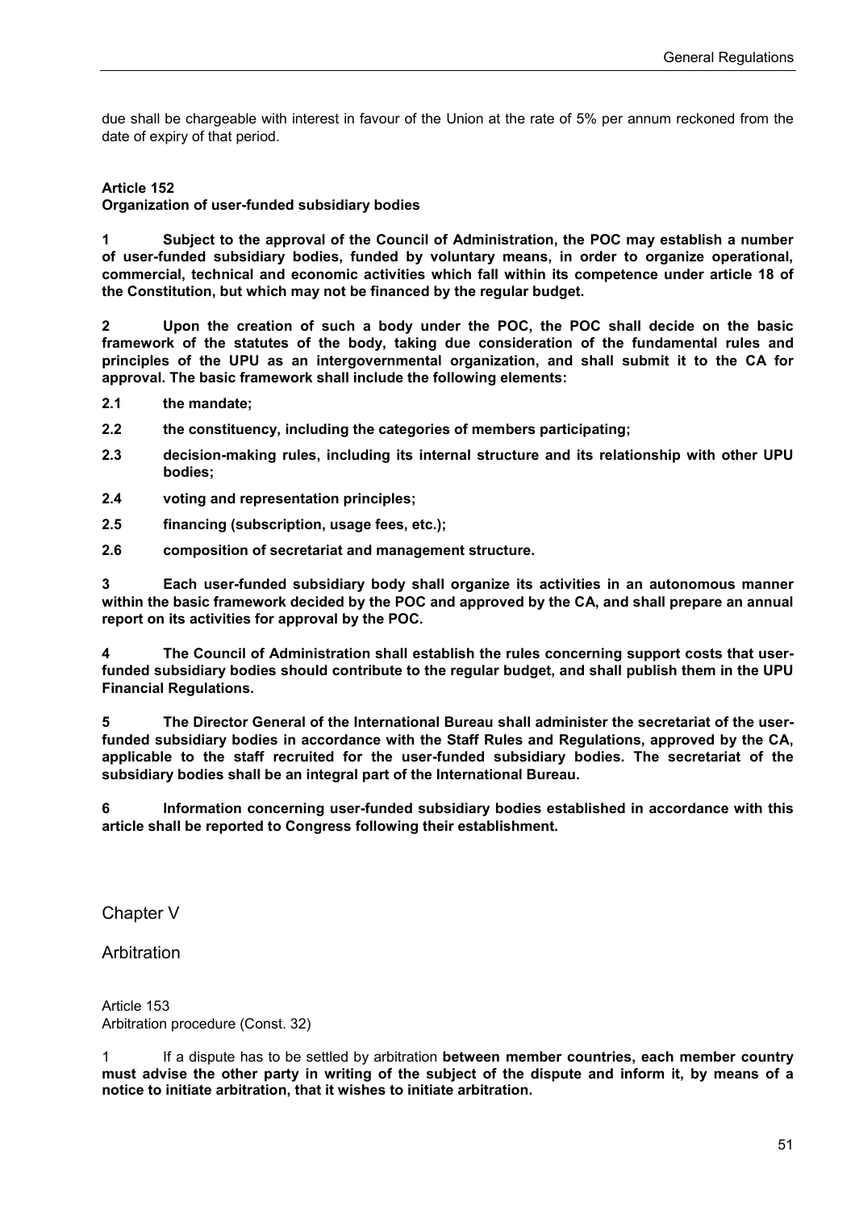due shall be chargeable with interest in favour of the Union at the rate of 5% per annum reckoned from the date of expiry of that period.

**Article 152**
**Organization of user-funded subsidiary bodies**

**1 Subject to the approval of the Council of Administration, the POC may establish a number of user-funded subsidiary bodies, funded by voluntary means, in order to organize operational, commercial, technical and economic activities which fall within its competence under article 18 of the Constitution, but which may not be financed by the regular budget.**

**2 Upon the creation of such a body under the POC, the POC shall decide on the basic framework of the statutes of the body, taking due consideration of the fundamental rules and principles of the UPU as an intergovernmental organization, and shall submit it to the CA for approval. The basic framework shall include the following elements:**

**2.1 the mandate;**

**2.2 the constituency, including the categories of members participating;**

**2.3 decision-making rules, including its internal structure and its relationship with other UPU bodies;**

**2.4 voting and representation principles;**

**2.5 financing (subscription, usage fees, etc.);**

**2.6 composition of secretariat and management structure.**

**3 Each user-funded subsidiary body shall organize its activities in an autonomous manner within the basic framework decided by the POC and approved by the CA, and shall prepare an annual report on its activities for approval by the POC.**

**4 The Council of Administration shall establish the rules concerning support costs that user-funded subsidiary bodies should contribute to the regular budget, and shall publish them in the UPU Financial Regulations.**

**5 The Director General of the International Bureau shall administer the secretariat of the user-funded subsidiary bodies in accordance with the Staff Rules and Regulations, approved by the CA, applicable to the staff recruited for the user-funded subsidiary bodies. The secretariat of the subsidiary bodies shall be an integral part of the International Bureau.**

**6 Information concerning user-funded subsidiary bodies established in accordance with this article shall be reported to Congress following their establishment.**

## Chapter V

## Arbitration

Article 153
Arbitration procedure (Const. 32)

1 If a dispute has to be settled by arbitration **between member countries, each member country must advise the other party in writing of the subject of the dispute and inform it, by means of a notice to initiate arbitration, that it wishes to initiate arbitration.**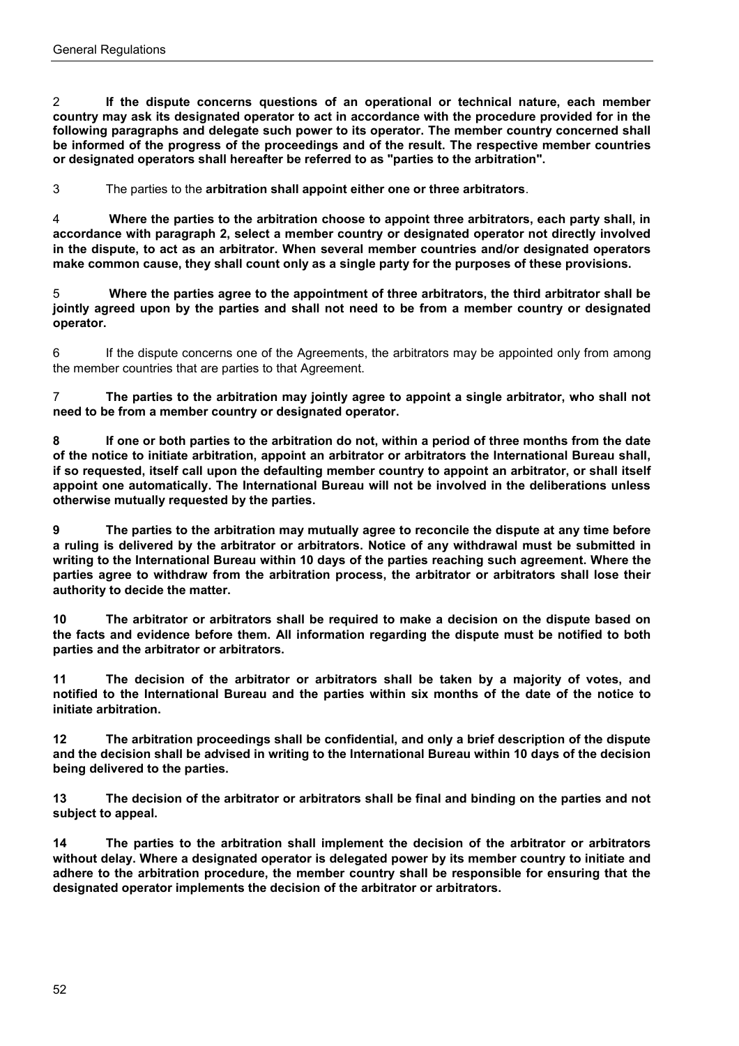2 **If the dispute concerns questions of an operational or technical nature, each member country may ask its designated operator to act in accordance with the procedure provided for in the following paragraphs and delegate such power to its operator. The member country concerned shall be informed of the progress of the proceedings and of the result. The respective member countries or designated operators shall hereafter be referred to as "parties to the arbitration".**

3 The parties to the **arbitration shall appoint either one or three arbitrators**.

4 **Where the parties to the arbitration choose to appoint three arbitrators, each party shall, in accordance with paragraph 2, select a member country or designated operator not directly involved in the dispute, to act as an arbitrator. When several member countries and/or designated operators make common cause, they shall count only as a single party for the purposes of these provisions.**

5 **Where the parties agree to the appointment of three arbitrators, the third arbitrator shall be jointly agreed upon by the parties and shall not need to be from a member country or designated operator.**

6 If the dispute concerns one of the Agreements, the arbitrators may be appointed only from among the member countries that are parties to that Agreement.

7 **The parties to the arbitration may jointly agree to appoint a single arbitrator, who shall not need to be from a member country or designated operator.**

**8 If one or both parties to the arbitration do not, within a period of three months from the date of the notice to initiate arbitration, appoint an arbitrator or arbitrators the International Bureau shall, if so requested, itself call upon the defaulting member country to appoint an arbitrator, or shall itself appoint one automatically. The International Bureau will not be involved in the deliberations unless otherwise mutually requested by the parties.**

**9 The parties to the arbitration may mutually agree to reconcile the dispute at any time before a ruling is delivered by the arbitrator or arbitrators. Notice of any withdrawal must be submitted in writing to the International Bureau within 10 days of the parties reaching such agreement. Where the parties agree to withdraw from the arbitration process, the arbitrator or arbitrators shall lose their authority to decide the matter.**

**10 The arbitrator or arbitrators shall be required to make a decision on the dispute based on the facts and evidence before them. All information regarding the dispute must be notified to both parties and the arbitrator or arbitrators.**

**11 The decision of the arbitrator or arbitrators shall be taken by a majority of votes, and notified to the International Bureau and the parties within six months of the date of the notice to initiate arbitration.**

**12 The arbitration proceedings shall be confidential, and only a brief description of the dispute and the decision shall be advised in writing to the International Bureau within 10 days of the decision being delivered to the parties.**

**13 The decision of the arbitrator or arbitrators shall be final and binding on the parties and not subject to appeal.**

**14 The parties to the arbitration shall implement the decision of the arbitrator or arbitrators without delay. Where a designated operator is delegated power by its member country to initiate and adhere to the arbitration procedure, the member country shall be responsible for ensuring that the designated operator implements the decision of the arbitrator or arbitrators.**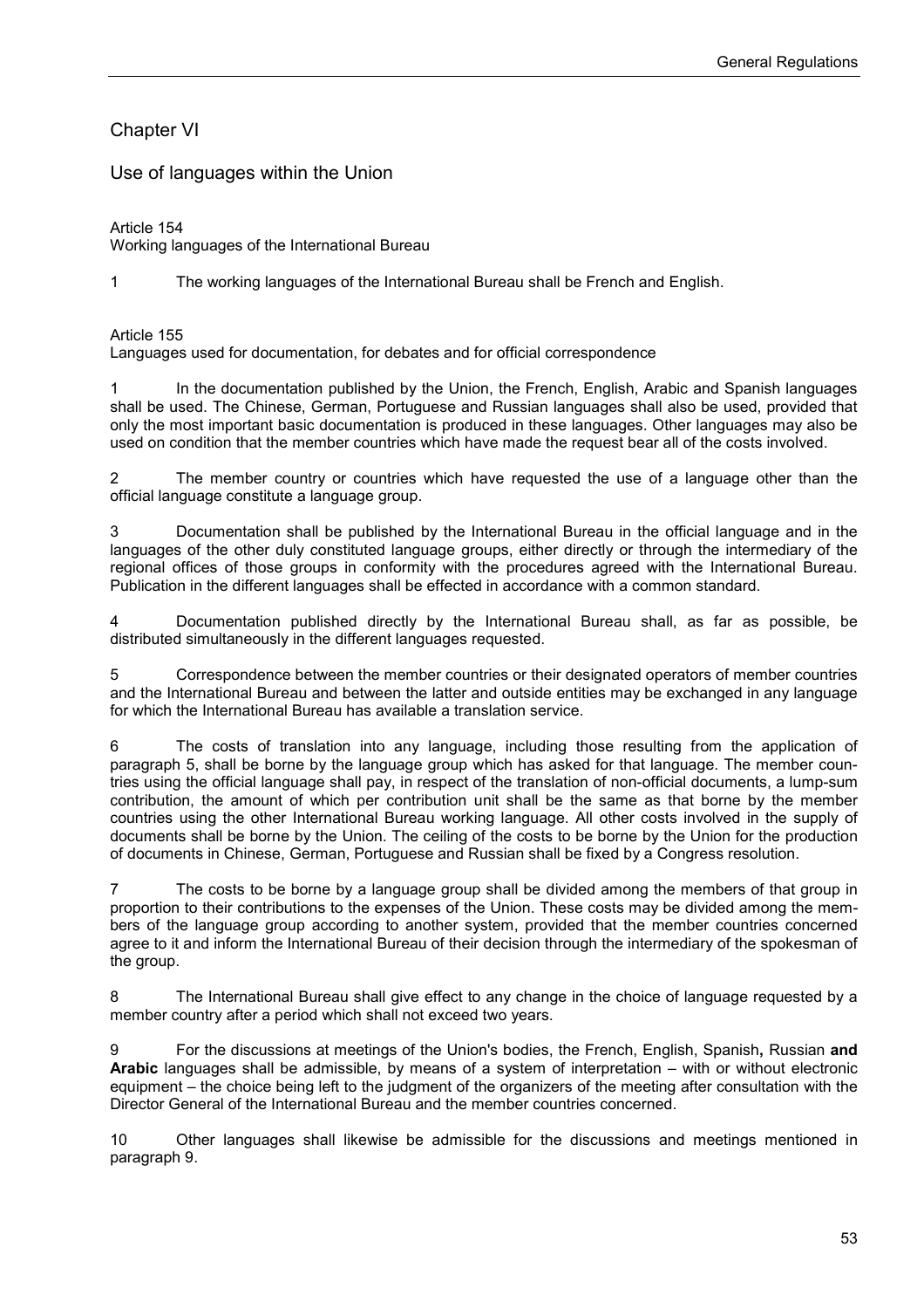## Chapter VI

## Use of languages within the Union

Article 154
Working languages of the International Bureau

1 The working languages of the International Bureau shall be French and English.

Article 155
Languages used for documentation, for debates and for official correspondence

1 In the documentation published by the Union, the French, English, Arabic and Spanish languages shall be used. The Chinese, German, Portuguese and Russian languages shall also be used, provided that only the most important basic documentation is produced in these languages. Other languages may also be used on condition that the member countries which have made the request bear all of the costs involved.

2 The member country or countries which have requested the use of a language other than the official language constitute a language group.

3 Documentation shall be published by the International Bureau in the official language and in the languages of the other duly constituted language groups, either directly or through the intermediary of the regional offices of those groups in conformity with the procedures agreed with the International Bureau. Publication in the different languages shall be effected in accordance with a common standard.

4 Documentation published directly by the International Bureau shall, as far as possible, be distributed simultaneously in the different languages requested.

5 Correspondence between the member countries or their designated operators of member countries and the International Bureau and between the latter and outside entities may be exchanged in any language for which the International Bureau has available a translation service.

6 The costs of translation into any language, including those resulting from the application of paragraph 5, shall be borne by the language group which has asked for that language. The member countries using the official language shall pay, in respect of the translation of non-official documents, a lump-sum contribution, the amount of which per contribution unit shall be the same as that borne by the member countries using the other International Bureau working language. All other costs involved in the supply of documents shall be borne by the Union. The ceiling of the costs to be borne by the Union for the production of documents in Chinese, German, Portuguese and Russian shall be fixed by a Congress resolution.

7 The costs to be borne by a language group shall be divided among the members of that group in proportion to their contributions to the expenses of the Union. These costs may be divided among the members of the language group according to another system, provided that the member countries concerned agree to it and inform the International Bureau of their decision through the intermediary of the spokesman of the group.

8 The International Bureau shall give effect to any change in the choice of language requested by a member country after a period which shall not exceed two years.

9 For the discussions at meetings of the Union's bodies, the French, English, Spanish**,** Russian **and Arabic** languages shall be admissible, by means of a system of interpretation – with or without electronic equipment – the choice being left to the judgment of the organizers of the meeting after consultation with the Director General of the International Bureau and the member countries concerned.

10 Other languages shall likewise be admissible for the discussions and meetings mentioned in paragraph 9.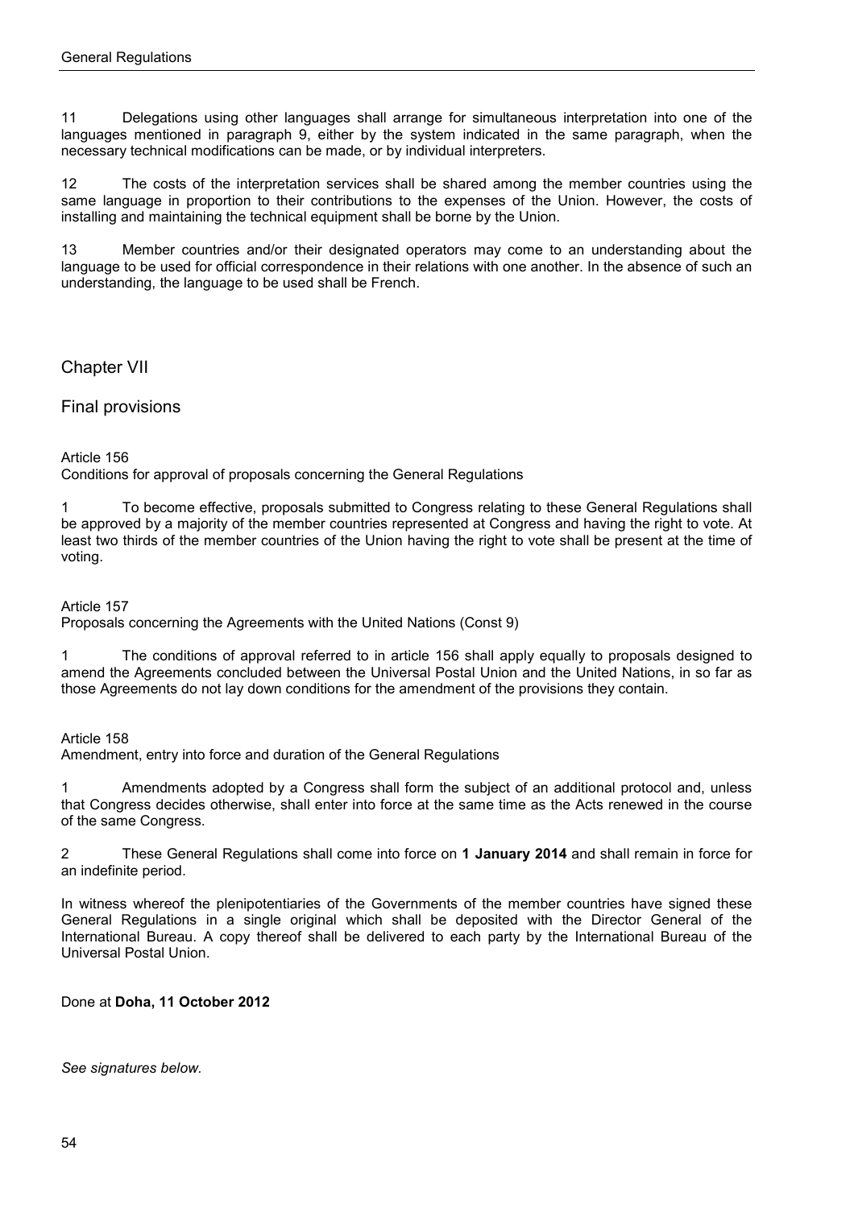11 Delegations using other languages shall arrange for simultaneous interpretation into one of the languages mentioned in paragraph 9, either by the system indicated in the same paragraph, when the necessary technical modifications can be made, or by individual interpreters.

12 The costs of the interpretation services shall be shared among the member countries using the same language in proportion to their contributions to the expenses of the Union. However, the costs of installing and maintaining the technical equipment shall be borne by the Union.

13 Member countries and/or their designated operators may come to an understanding about the language to be used for official correspondence in their relations with one another. In the absence of such an understanding, the language to be used shall be French.

## Chapter VII

## Final provisions

### Article 156
Conditions for approval of proposals concerning the General Regulations

1 To become effective, proposals submitted to Congress relating to these General Regulations shall be approved by a majority of the member countries represented at Congress and having the right to vote. At least two thirds of the member countries of the Union having the right to vote shall be present at the time of voting.

### Article 157
Proposals concerning the Agreements with the United Nations (Const 9)

1 The conditions of approval referred to in article 156 shall apply equally to proposals designed to amend the Agreements concluded between the Universal Postal Union and the United Nations, in so far as those Agreements do not lay down conditions for the amendment of the provisions they contain.

### Article 158
Amendment, entry into force and duration of the General Regulations

1 Amendments adopted by a Congress shall form the subject of an additional protocol and, unless that Congress decides otherwise, shall enter into force at the same time as the Acts renewed in the course of the same Congress.

2 These General Regulations shall come into force on **1 January 2014** and shall remain in force for an indefinite period.

In witness whereof the plenipotentiaries of the Governments of the member countries have signed these General Regulations in a single original which shall be deposited with the Director General of the International Bureau. A copy thereof shall be delivered to each party by the International Bureau of the Universal Postal Union.

Done at **Doha, 11 October 2012**

*See signatures below.*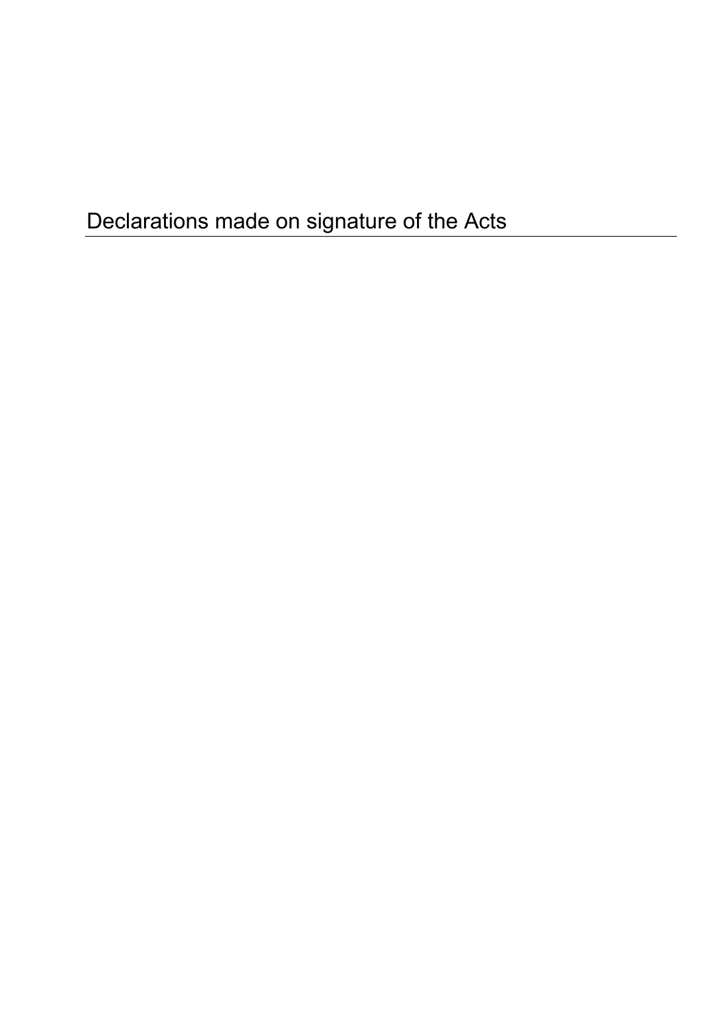# Declarations made on signature of the Acts